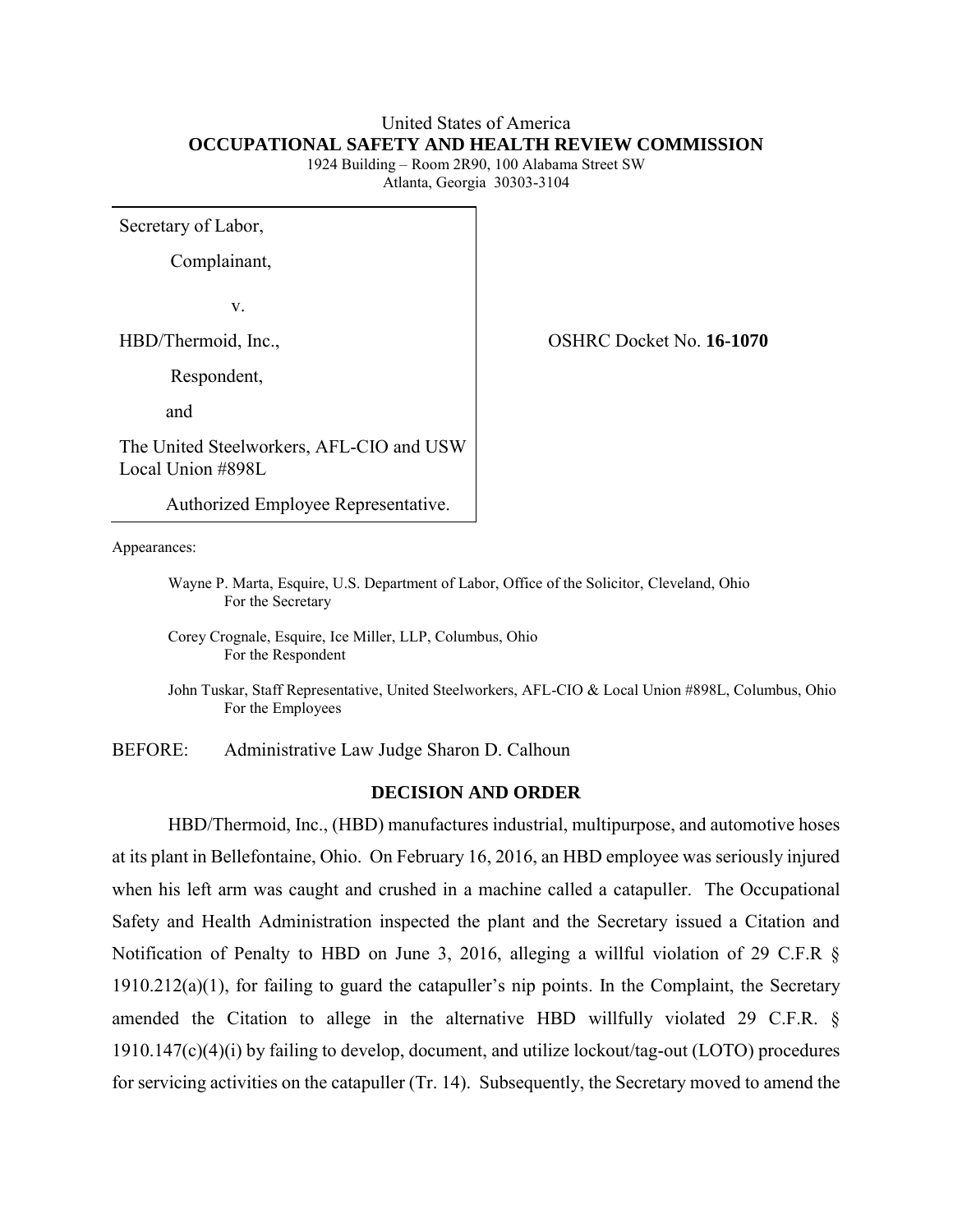United States of America
**OCCUPATIONAL SAFETY AND HEALTH REVIEW COMMISSION**
1924 Building – Room 2R90, 100 Alabama Street SW
Atlanta, Georgia 30303-3104

Secretary of Labor,

Complainant,

v.

HBD/Thermoid, Inc.,

Respondent,

and

The United Steelworkers, AFL-CIO and USW Local Union #898L

Authorized Employee Representative.

OSHRC Docket No. **16-1070**

Appearances:

Wayne P. Marta, Esquire, U.S. Department of Labor, Office of the Solicitor, Cleveland, Ohio
For the Secretary

Corey Crognale, Esquire, Ice Miller, LLP, Columbus, Ohio
For the Respondent

John Tuskar, Staff Representative, United Steelworkers, AFL-CIO & Local Union #898L, Columbus, Ohio
For the Employees

BEFORE: Administrative Law Judge Sharon D. Calhoun

## DECISION AND ORDER

HBD/Thermoid, Inc., (HBD) manufactures industrial, multipurpose, and automotive hoses at its plant in Bellefontaine, Ohio. On February 16, 2016, an HBD employee was seriously injured when his left arm was caught and crushed in a machine called a catapuller. The Occupational Safety and Health Administration inspected the plant and the Secretary issued a Citation and Notification of Penalty to HBD on June 3, 2016, alleging a willful violation of 29 C.F.R § 1910.212(a)(1), for failing to guard the catapuller's nip points. In the Complaint, the Secretary amended the Citation to allege in the alternative HBD willfully violated 29 C.F.R. § 1910.147(c)(4)(i) by failing to develop, document, and utilize lockout/tag-out (LOTO) procedures for servicing activities on the catapuller (Tr. 14). Subsequently, the Secretary moved to amend the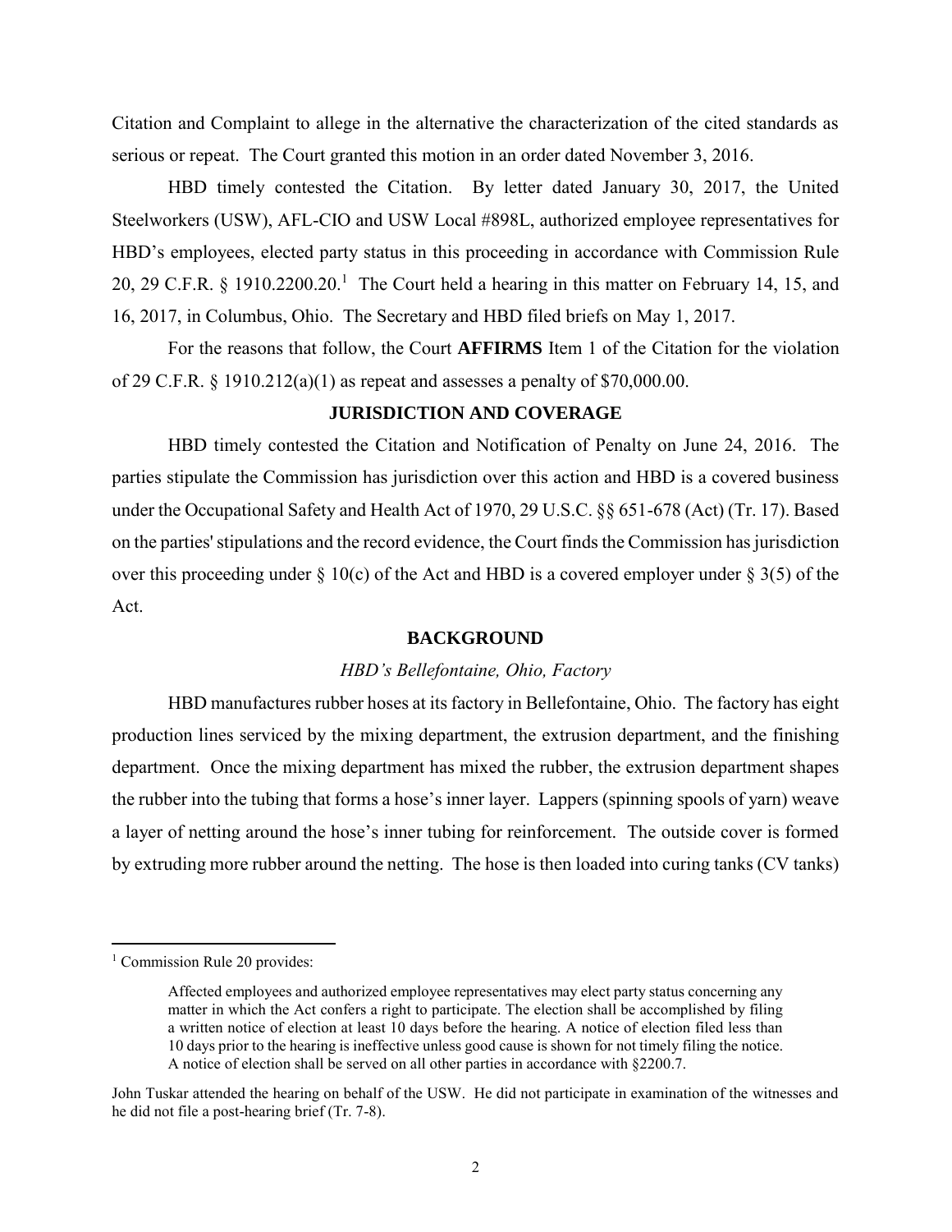Citation and Complaint to allege in the alternative the characterization of the cited standards as serious or repeat. The Court granted this motion in an order dated November 3, 2016.

HBD timely contested the Citation. By letter dated January 30, 2017, the United Steelworkers (USW), AFL-CIO and USW Local #898L, authorized employee representatives for HBD's employees, elected party status in this proceeding in accordance with Commission Rule 20, 29 C.F.R. § 1910.2200.20.[1] The Court held a hearing in this matter on February 14, 15, and 16, 2017, in Columbus, Ohio. The Secretary and HBD filed briefs on May 1, 2017.

For the reasons that follow, the Court **AFFIRMS** Item 1 of the Citation for the violation of 29 C.F.R. § 1910.212(a)(1) as repeat and assesses a penalty of $70,000.00.

## JURISDICTION AND COVERAGE

HBD timely contested the Citation and Notification of Penalty on June 24, 2016. The parties stipulate the Commission has jurisdiction over this action and HBD is a covered business under the Occupational Safety and Health Act of 1970, 29 U.S.C. §§ 651-678 (Act) (Tr. 17). Based on the parties' stipulations and the record evidence, the Court finds the Commission has jurisdiction over this proceeding under § 10(c) of the Act and HBD is a covered employer under § 3(5) of the Act.

## BACKGROUND

### *HBD's Bellefontaine, Ohio, Factory*

HBD manufactures rubber hoses at its factory in Bellefontaine, Ohio. The factory has eight production lines serviced by the mixing department, the extrusion department, and the finishing department. Once the mixing department has mixed the rubber, the extrusion department shapes the rubber into the tubing that forms a hose's inner layer. Lappers (spinning spools of yarn) weave a layer of netting around the hose's inner tubing for reinforcement. The outside cover is formed by extruding more rubber around the netting. The hose is then loaded into curing tanks (CV tanks)

---

[1] Commission Rule 20 provides:

> Affected employees and authorized employee representatives may elect party status concerning any matter in which the Act confers a right to participate. The election shall be accomplished by filing a written notice of election at least 10 days before the hearing. A notice of election filed less than 10 days prior to the hearing is ineffective unless good cause is shown for not timely filing the notice. A notice of election shall be served on all other parties in accordance with §2200.7.

John Tuskar attended the hearing on behalf of the USW. He did not participate in examination of the witnesses and he did not file a post-hearing brief (Tr. 7-8).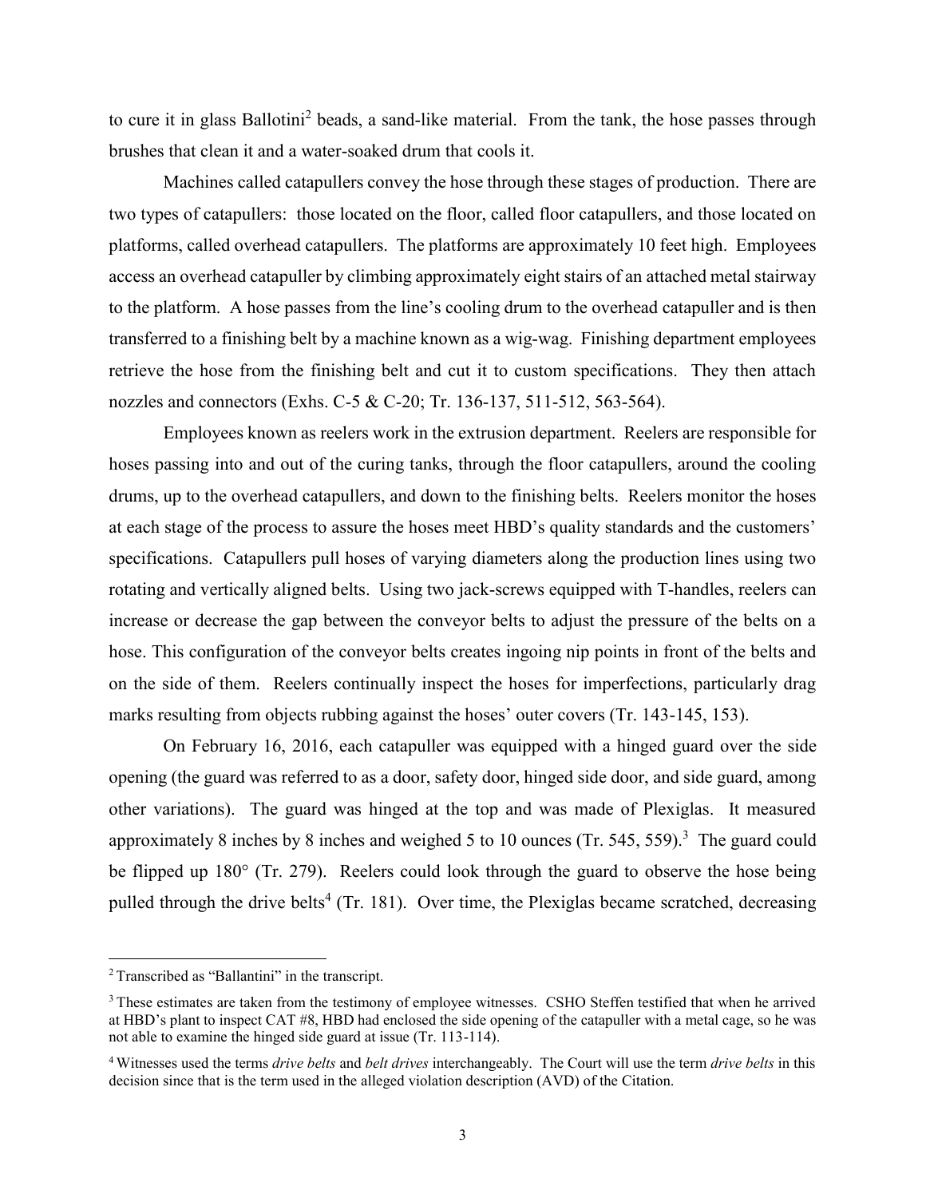to cure it in glass Ballotini[2] beads, a sand-like material. From the tank, the hose passes through brushes that clean it and a water-soaked drum that cools it.

Machines called catapullers convey the hose through these stages of production. There are two types of catapullers: those located on the floor, called floor catapullers, and those located on platforms, called overhead catapullers. The platforms are approximately 10 feet high. Employees access an overhead catapuller by climbing approximately eight stairs of an attached metal stairway to the platform. A hose passes from the line's cooling drum to the overhead catapuller and is then transferred to a finishing belt by a machine known as a wig-wag. Finishing department employees retrieve the hose from the finishing belt and cut it to custom specifications. They then attach nozzles and connectors (Exhs. C-5 & C-20; Tr. 136-137, 511-512, 563-564).

Employees known as reelers work in the extrusion department. Reelers are responsible for hoses passing into and out of the curing tanks, through the floor catapullers, around the cooling drums, up to the overhead catapullers, and down to the finishing belts. Reelers monitor the hoses at each stage of the process to assure the hoses meet HBD's quality standards and the customers' specifications. Catapullers pull hoses of varying diameters along the production lines using two rotating and vertically aligned belts. Using two jack-screws equipped with T-handles, reelers can increase or decrease the gap between the conveyor belts to adjust the pressure of the belts on a hose. This configuration of the conveyor belts creates ingoing nip points in front of the belts and on the side of them. Reelers continually inspect the hoses for imperfections, particularly drag marks resulting from objects rubbing against the hoses' outer covers (Tr. 143-145, 153).

On February 16, 2016, each catapuller was equipped with a hinged guard over the side opening (the guard was referred to as a door, safety door, hinged side door, and side guard, among other variations). The guard was hinged at the top and was made of Plexiglas. It measured approximately 8 inches by 8 inches and weighed 5 to 10 ounces (Tr. 545, 559).[3] The guard could be flipped up 180° (Tr. 279). Reelers could look through the guard to observe the hose being pulled through the drive belts[4] (Tr. 181). Over time, the Plexiglas became scratched, decreasing

---

[2] Transcribed as "Ballantini" in the transcript.

[3] These estimates are taken from the testimony of employee witnesses. CSHO Steffen testified that when he arrived at HBD's plant to inspect CAT #8, HBD had enclosed the side opening of the catapuller with a metal cage, so he was not able to examine the hinged side guard at issue (Tr. 113-114).

[4] Witnesses used the terms *drive belts* and *belt drives* interchangeably. The Court will use the term *drive belts* in this decision since that is the term used in the alleged violation description (AVD) of the Citation.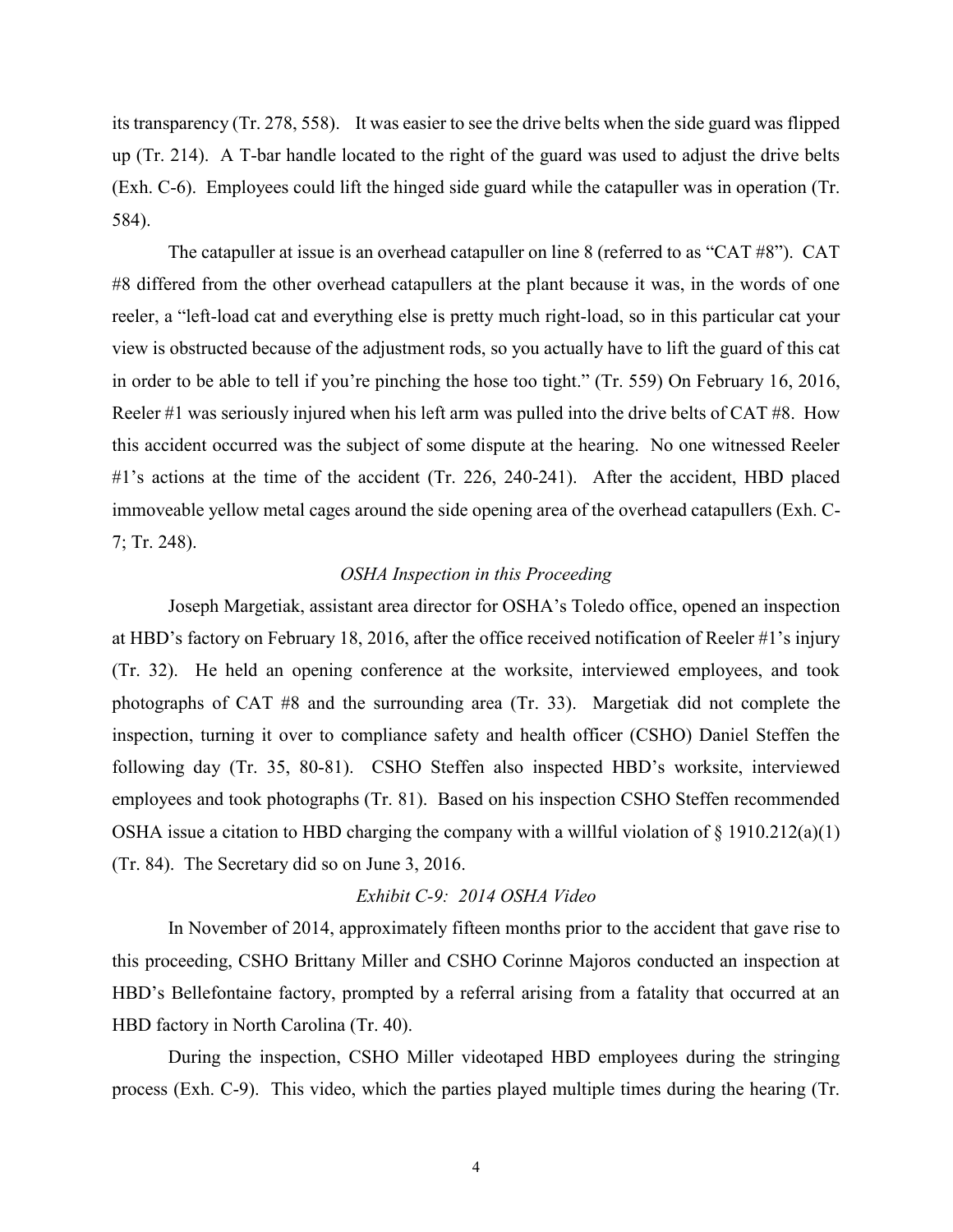its transparency (Tr. 278, 558). It was easier to see the drive belts when the side guard was flipped up (Tr. 214). A T-bar handle located to the right of the guard was used to adjust the drive belts (Exh. C-6). Employees could lift the hinged side guard while the catapuller was in operation (Tr. 584).

The catapuller at issue is an overhead catapuller on line 8 (referred to as "CAT #8"). CAT #8 differed from the other overhead catapullers at the plant because it was, in the words of one reeler, a "left-load cat and everything else is pretty much right-load, so in this particular cat your view is obstructed because of the adjustment rods, so you actually have to lift the guard of this cat in order to be able to tell if you're pinching the hose too tight." (Tr. 559) On February 16, 2016, Reeler #1 was seriously injured when his left arm was pulled into the drive belts of CAT #8. How this accident occurred was the subject of some dispute at the hearing. No one witnessed Reeler #1's actions at the time of the accident (Tr. 226, 240-241). After the accident, HBD placed immoveable yellow metal cages around the side opening area of the overhead catapullers (Exh. C-7; Tr. 248).

*OSHA Inspection in this Proceeding*

Joseph Margetiak, assistant area director for OSHA's Toledo office, opened an inspection at HBD's factory on February 18, 2016, after the office received notification of Reeler #1's injury (Tr. 32). He held an opening conference at the worksite, interviewed employees, and took photographs of CAT #8 and the surrounding area (Tr. 33). Margetiak did not complete the inspection, turning it over to compliance safety and health officer (CSHO) Daniel Steffen the following day (Tr. 35, 80-81). CSHO Steffen also inspected HBD's worksite, interviewed employees and took photographs (Tr. 81). Based on his inspection CSHO Steffen recommended OSHA issue a citation to HBD charging the company with a willful violation of § 1910.212(a)(1) (Tr. 84). The Secretary did so on June 3, 2016.

*Exhibit C-9: 2014 OSHA Video*

In November of 2014, approximately fifteen months prior to the accident that gave rise to this proceeding, CSHO Brittany Miller and CSHO Corinne Majoros conducted an inspection at HBD's Bellefontaine factory, prompted by a referral arising from a fatality that occurred at an HBD factory in North Carolina (Tr. 40).

During the inspection, CSHO Miller videotaped HBD employees during the stringing process (Exh. C-9). This video, which the parties played multiple times during the hearing (Tr.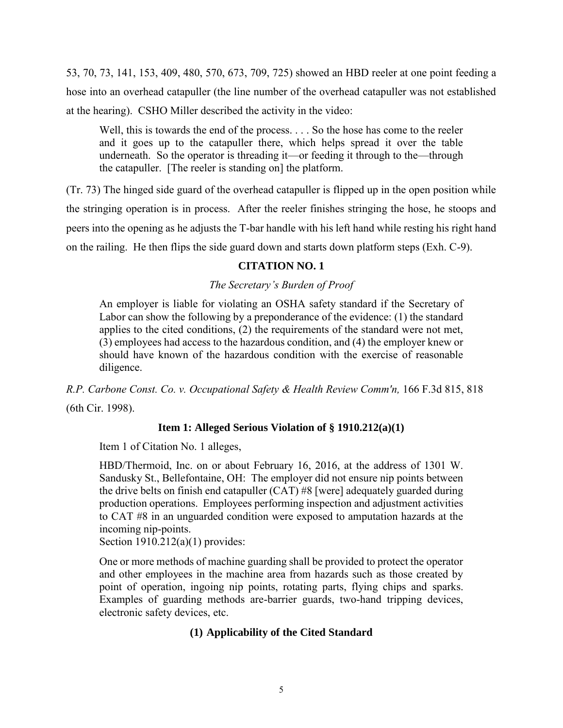53, 70, 73, 141, 153, 409, 480, 570, 673, 709, 725) showed an HBD reeler at one point feeding a hose into an overhead catapuller (the line number of the overhead catapuller was not established at the hearing). CSHO Miller described the activity in the video:

> Well, this is towards the end of the process. . . . So the hose has come to the reeler and it goes up to the catapuller there, which helps spread it over the table underneath. So the operator is threading it—or feeding it through to the—through the catapuller. [The reeler is standing on] the platform.

(Tr. 73) The hinged side guard of the overhead catapuller is flipped up in the open position while the stringing operation is in process. After the reeler finishes stringing the hose, he stoops and peers into the opening as he adjusts the T-bar handle with his left hand while resting his right hand on the railing. He then flips the side guard down and starts down platform steps (Exh. C-9).

## CITATION NO. 1

### *The Secretary's Burden of Proof*

> An employer is liable for violating an OSHA safety standard if the Secretary of Labor can show the following by a preponderance of the evidence: (1) the standard applies to the cited conditions, (2) the requirements of the standard were not met, (3) employees had access to the hazardous condition, and (4) the employer knew or should have known of the hazardous condition with the exercise of reasonable diligence.

*R.P. Carbone Const. Co. v. Occupational Safety & Health Review Comm'n,* 166 F.3d 815, 818 (6th Cir. 1998).

### **Item 1: Alleged Serious Violation of § 1910.212(a)(1)**

Item 1 of Citation No. 1 alleges,

> HBD/Thermoid, Inc. on or about February 16, 2016, at the address of 1301 W. Sandusky St., Bellefontaine, OH: The employer did not ensure nip points between the drive belts on finish end catapuller (CAT) #8 [were] adequately guarded during production operations. Employees performing inspection and adjustment activities to CAT #8 in an unguarded condition were exposed to amputation hazards at the incoming nip-points.

Section 1910.212(a)(1) provides:

> One or more methods of machine guarding shall be provided to protect the operator and other employees in the machine area from hazards such as those created by point of operation, ingoing nip points, rotating parts, flying chips and sparks. Examples of guarding methods are-barrier guards, two-hand tripping devices, electronic safety devices, etc.

#### **(1) Applicability of the Cited Standard**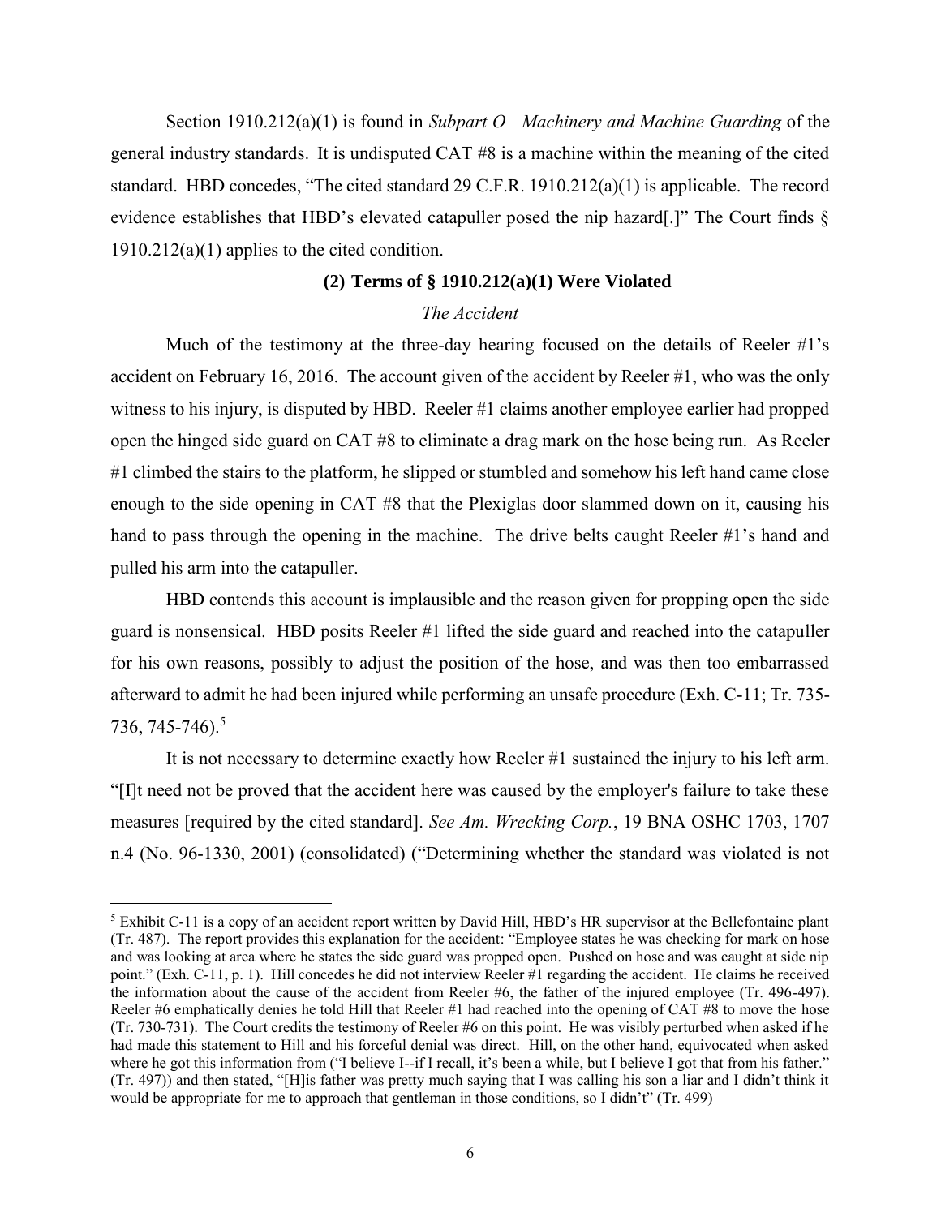Section 1910.212(a)(1) is found in *Subpart O—Machinery and Machine Guarding* of the general industry standards. It is undisputed CAT #8 is a machine within the meaning of the cited standard. HBD concedes, "The cited standard 29 C.F.R. 1910.212(a)(1) is applicable. The record evidence establishes that HBD's elevated catapuller posed the nip hazard[.]" The Court finds § 1910.212(a)(1) applies to the cited condition.

### (2) Terms of § 1910.212(a)(1) Were Violated

*The Accident*

Much of the testimony at the three-day hearing focused on the details of Reeler #1's accident on February 16, 2016. The account given of the accident by Reeler #1, who was the only witness to his injury, is disputed by HBD. Reeler #1 claims another employee earlier had propped open the hinged side guard on CAT #8 to eliminate a drag mark on the hose being run. As Reeler #1 climbed the stairs to the platform, he slipped or stumbled and somehow his left hand came close enough to the side opening in CAT #8 that the Plexiglas door slammed down on it, causing his hand to pass through the opening in the machine. The drive belts caught Reeler #1's hand and pulled his arm into the catapuller.

HBD contends this account is implausible and the reason given for propping open the side guard is nonsensical. HBD posits Reeler #1 lifted the side guard and reached into the catapuller for his own reasons, possibly to adjust the position of the hose, and was then too embarrassed afterward to admit he had been injured while performing an unsafe procedure (Exh. C-11; Tr. 735-736, 745-746).[5]

It is not necessary to determine exactly how Reeler #1 sustained the injury to his left arm. "[I]t need not be proved that the accident here was caused by the employer's failure to take these measures [required by the cited standard]. *See Am. Wrecking Corp.*, 19 BNA OSHC 1703, 1707 n.4 (No. 96-1330, 2001) (consolidated) ("Determining whether the standard was violated is not

---

[5] Exhibit C-11 is a copy of an accident report written by David Hill, HBD's HR supervisor at the Bellefontaine plant (Tr. 487). The report provides this explanation for the accident: "Employee states he was checking for mark on hose and was looking at area where he states the side guard was propped open. Pushed on hose and was caught at side nip point." (Exh. C-11, p. 1). Hill concedes he did not interview Reeler #1 regarding the accident. He claims he received the information about the cause of the accident from Reeler #6, the father of the injured employee (Tr. 496-497). Reeler #6 emphatically denies he told Hill that Reeler #1 had reached into the opening of CAT #8 to move the hose (Tr. 730-731). The Court credits the testimony of Reeler #6 on this point. He was visibly perturbed when asked if he had made this statement to Hill and his forceful denial was direct. Hill, on the other hand, equivocated when asked where he got this information from ("I believe I--if I recall, it's been a while, but I believe I got that from his father." (Tr. 497)) and then stated, "[H]is father was pretty much saying that I was calling his son a liar and I didn't think it would be appropriate for me to approach that gentleman in those conditions, so I didn't" (Tr. 499)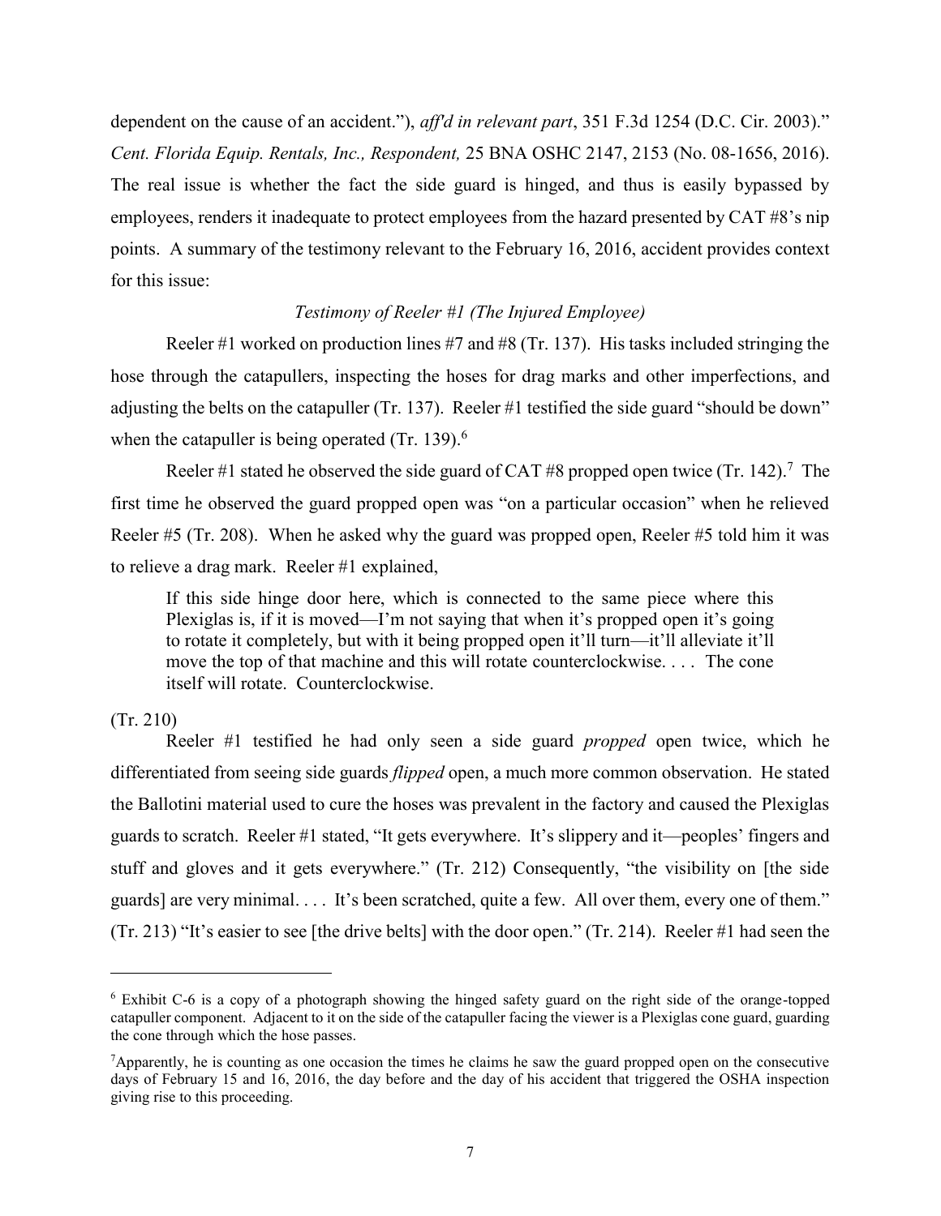dependent on the cause of an accident."), *aff'd in relevant part*, 351 F.3d 1254 (D.C. Cir. 2003)." *Cent. Florida Equip. Rentals, Inc., Respondent,* 25 BNA OSHC 2147, 2153 (No. 08-1656, 2016). The real issue is whether the fact the side guard is hinged, and thus is easily bypassed by employees, renders it inadequate to protect employees from the hazard presented by CAT #8's nip points. A summary of the testimony relevant to the February 16, 2016, accident provides context for this issue:

*Testimony of Reeler #1 (The Injured Employee)*

Reeler #1 worked on production lines #7 and #8 (Tr. 137). His tasks included stringing the hose through the catapullers, inspecting the hoses for drag marks and other imperfections, and adjusting the belts on the catapuller (Tr. 137). Reeler #1 testified the side guard "should be down" when the catapuller is being operated (Tr. 139).[6]

Reeler #1 stated he observed the side guard of CAT #8 propped open twice (Tr. 142).[7] The first time he observed the guard propped open was "on a particular occasion" when he relieved Reeler #5 (Tr. 208). When he asked why the guard was propped open, Reeler #5 told him it was to relieve a drag mark. Reeler #1 explained,

> If this side hinge door here, which is connected to the same piece where this Plexiglas is, if it is moved—I'm not saying that when it's propped open it's going to rotate it completely, but with it being propped open it'll turn—it'll alleviate it'll move the top of that machine and this will rotate counterclockwise. . . . The cone itself will rotate. Counterclockwise.

(Tr. 210)

Reeler #1 testified he had only seen a side guard *propped* open twice, which he differentiated from seeing side guards *flipped* open, a much more common observation. He stated the Ballotini material used to cure the hoses was prevalent in the factory and caused the Plexiglas guards to scratch. Reeler #1 stated, "It gets everywhere. It's slippery and it—peoples' fingers and stuff and gloves and it gets everywhere." (Tr. 212) Consequently, "the visibility on [the side guards] are very minimal. . . . It's been scratched, quite a few. All over them, every one of them." (Tr. 213) "It's easier to see [the drive belts] with the door open." (Tr. 214). Reeler #1 had seen the

---

[6] Exhibit C-6 is a copy of a photograph showing the hinged safety guard on the right side of the orange-topped catapuller component. Adjacent to it on the side of the catapuller facing the viewer is a Plexiglas cone guard, guarding the cone through which the hose passes.

[7] Apparently, he is counting as one occasion the times he claims he saw the guard propped open on the consecutive days of February 15 and 16, 2016, the day before and the day of his accident that triggered the OSHA inspection giving rise to this proceeding.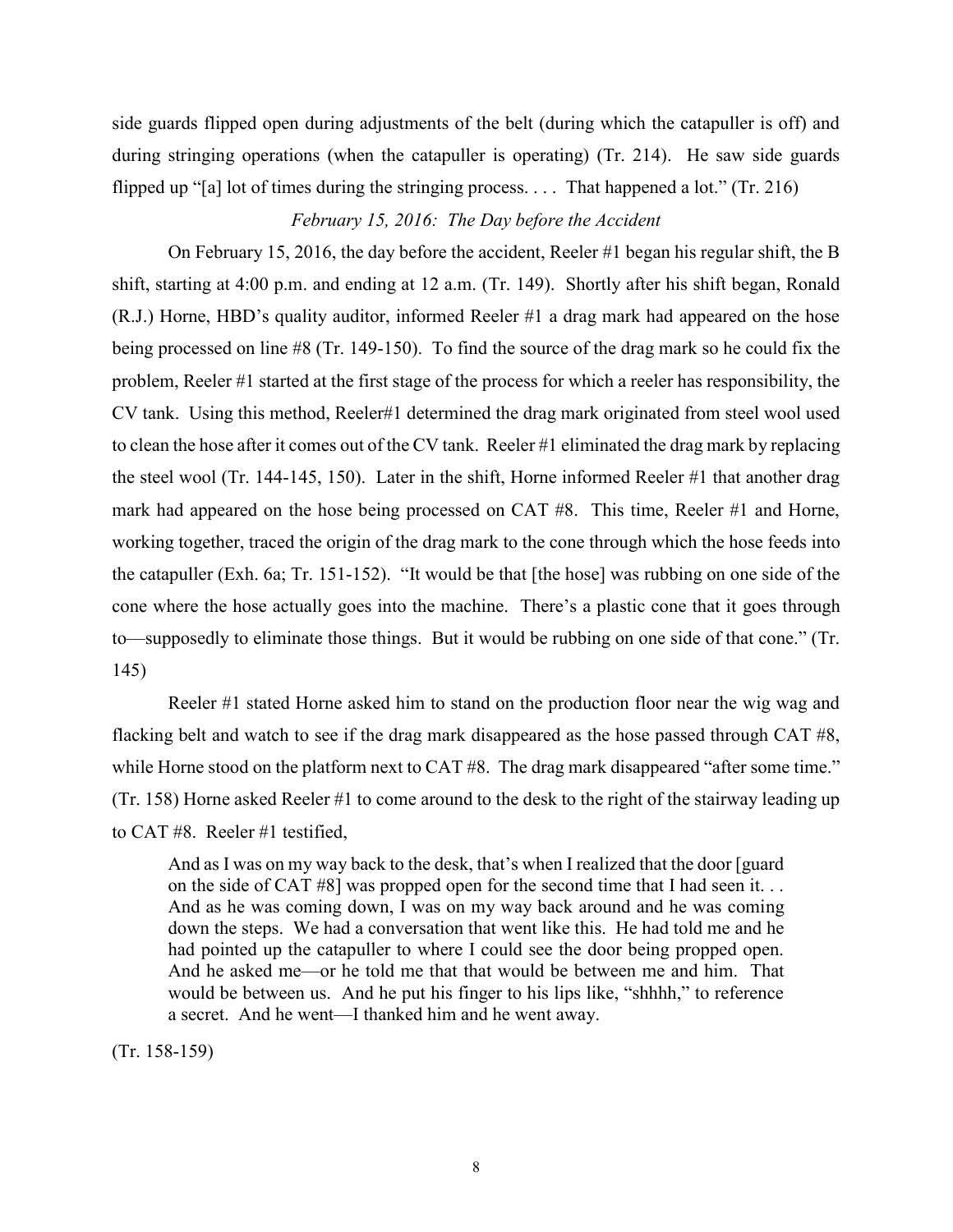side guards flipped open during adjustments of the belt (during which the catapuller is off) and during stringing operations (when the catapuller is operating) (Tr. 214). He saw side guards flipped up "[a] lot of times during the stringing process. . . . That happened a lot." (Tr. 216)

*February 15, 2016: The Day before the Accident*

On February 15, 2016, the day before the accident, Reeler #1 began his regular shift, the B shift, starting at 4:00 p.m. and ending at 12 a.m. (Tr. 149). Shortly after his shift began, Ronald (R.J.) Horne, HBD's quality auditor, informed Reeler #1 a drag mark had appeared on the hose being processed on line #8 (Tr. 149-150). To find the source of the drag mark so he could fix the problem, Reeler #1 started at the first stage of the process for which a reeler has responsibility, the CV tank. Using this method, Reeler#1 determined the drag mark originated from steel wool used to clean the hose after it comes out of the CV tank. Reeler #1 eliminated the drag mark by replacing the steel wool (Tr. 144-145, 150). Later in the shift, Horne informed Reeler #1 that another drag mark had appeared on the hose being processed on CAT #8. This time, Reeler #1 and Horne, working together, traced the origin of the drag mark to the cone through which the hose feeds into the catapuller (Exh. 6a; Tr. 151-152). "It would be that [the hose] was rubbing on one side of the cone where the hose actually goes into the machine. There's a plastic cone that it goes through to—supposedly to eliminate those things. But it would be rubbing on one side of that cone." (Tr. 145)

Reeler #1 stated Horne asked him to stand on the production floor near the wig wag and flacking belt and watch to see if the drag mark disappeared as the hose passed through CAT #8, while Horne stood on the platform next to CAT #8. The drag mark disappeared "after some time." (Tr. 158) Horne asked Reeler #1 to come around to the desk to the right of the stairway leading up to CAT #8. Reeler #1 testified,

> And as I was on my way back to the desk, that's when I realized that the door [guard on the side of CAT #8] was propped open for the second time that I had seen it. . . And as he was coming down, I was on my way back around and he was coming down the steps. We had a conversation that went like this. He had told me and he had pointed up the catapuller to where I could see the door being propped open. And he asked me—or he told me that that would be between me and him. That would be between us. And he put his finger to his lips like, "shhhh," to reference a secret. And he went—I thanked him and he went away.

(Tr. 158-159)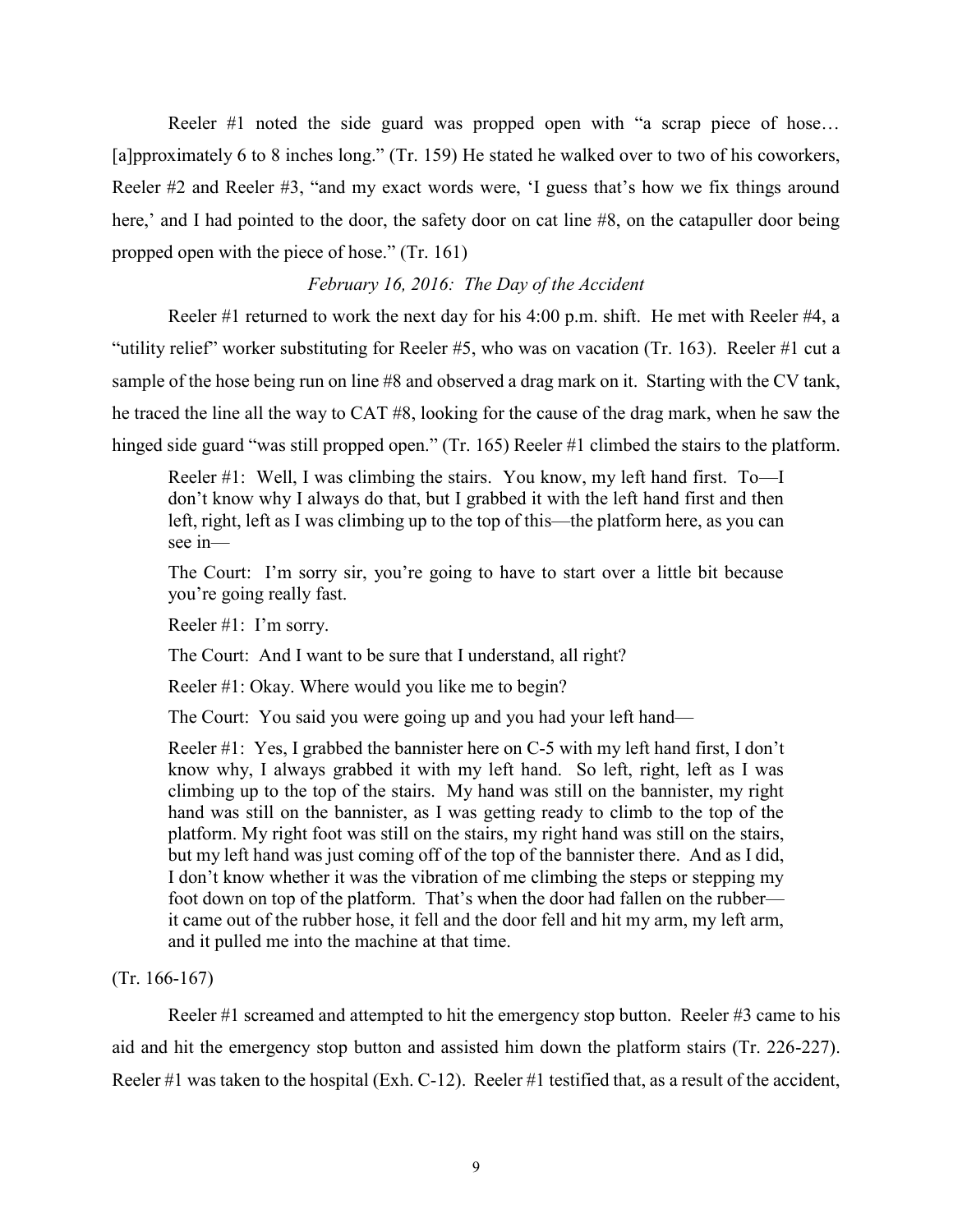Reeler #1 noted the side guard was propped open with "a scrap piece of hose… [a]pproximately 6 to 8 inches long." (Tr. 159) He stated he walked over to two of his coworkers, Reeler #2 and Reeler #3, "and my exact words were, 'I guess that's how we fix things around here,' and I had pointed to the door, the safety door on cat line #8, on the catapuller door being propped open with the piece of hose." (Tr. 161)

*February 16, 2016: The Day of the Accident*

Reeler #1 returned to work the next day for his 4:00 p.m. shift. He met with Reeler #4, a "utility relief" worker substituting for Reeler #5, who was on vacation (Tr. 163). Reeler #1 cut a sample of the hose being run on line #8 and observed a drag mark on it. Starting with the CV tank, he traced the line all the way to CAT #8, looking for the cause of the drag mark, when he saw the hinged side guard "was still propped open." (Tr. 165) Reeler #1 climbed the stairs to the platform.

> Reeler #1: Well, I was climbing the stairs. You know, my left hand first. To—I don't know why I always do that, but I grabbed it with the left hand first and then left, right, left as I was climbing up to the top of this—the platform here, as you can see in—
>
> The Court: I'm sorry sir, you're going to have to start over a little bit because you're going really fast.
>
> Reeler #1: I'm sorry.
>
> The Court: And I want to be sure that I understand, all right?
>
> Reeler #1: Okay. Where would you like me to begin?
>
> The Court: You said you were going up and you had your left hand—
>
> Reeler #1: Yes, I grabbed the bannister here on C-5 with my left hand first, I don't know why, I always grabbed it with my left hand. So left, right, left as I was climbing up to the top of the stairs. My hand was still on the bannister, my right hand was still on the bannister, as I was getting ready to climb to the top of the platform. My right foot was still on the stairs, my right hand was still on the stairs, but my left hand was just coming off of the top of the bannister there. And as I did, I don't know whether it was the vibration of me climbing the steps or stepping my foot down on top of the platform. That's when the door had fallen on the rubber—it came out of the rubber hose, it fell and the door fell and hit my arm, my left arm, and it pulled me into the machine at that time.

(Tr. 166-167)

Reeler #1 screamed and attempted to hit the emergency stop button. Reeler #3 came to his aid and hit the emergency stop button and assisted him down the platform stairs (Tr. 226-227). Reeler #1 was taken to the hospital (Exh. C-12). Reeler #1 testified that, as a result of the accident,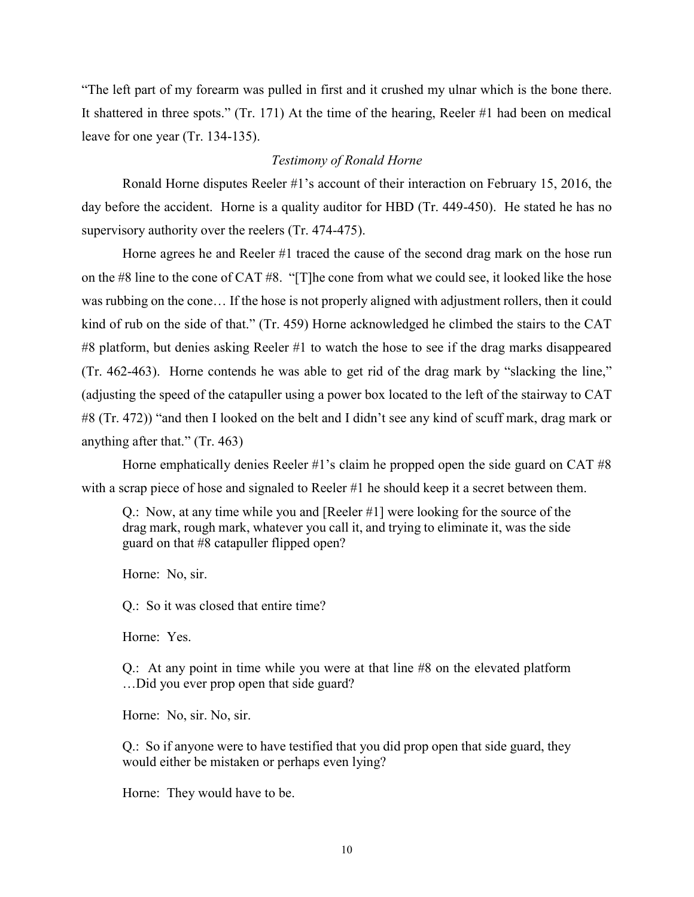"The left part of my forearm was pulled in first and it crushed my ulnar which is the bone there. It shattered in three spots." (Tr. 171) At the time of the hearing, Reeler #1 had been on medical leave for one year (Tr. 134-135).

*Testimony of Ronald Horne*

Ronald Horne disputes Reeler #1's account of their interaction on February 15, 2016, the day before the accident. Horne is a quality auditor for HBD (Tr. 449-450). He stated he has no supervisory authority over the reelers (Tr. 474-475).

Horne agrees he and Reeler #1 traced the cause of the second drag mark on the hose run on the #8 line to the cone of CAT #8. "[T]he cone from what we could see, it looked like the hose was rubbing on the cone… If the hose is not properly aligned with adjustment rollers, then it could kind of rub on the side of that." (Tr. 459) Horne acknowledged he climbed the stairs to the CAT #8 platform, but denies asking Reeler #1 to watch the hose to see if the drag marks disappeared (Tr. 462-463). Horne contends he was able to get rid of the drag mark by "slacking the line," (adjusting the speed of the catapuller using a power box located to the left of the stairway to CAT #8 (Tr. 472)) "and then I looked on the belt and I didn't see any kind of scuff mark, drag mark or anything after that." (Tr. 463)

Horne emphatically denies Reeler #1's claim he propped open the side guard on CAT #8 with a scrap piece of hose and signaled to Reeler #1 he should keep it a secret between them.

> Q.: Now, at any time while you and [Reeler #1] were looking for the source of the drag mark, rough mark, whatever you call it, and trying to eliminate it, was the side guard on that #8 catapuller flipped open?
>
> Horne: No, sir.
>
> Q.: So it was closed that entire time?
>
> Horne: Yes.
>
> Q.: At any point in time while you were at that line #8 on the elevated platform …Did you ever prop open that side guard?
>
> Horne: No, sir. No, sir.
>
> Q.: So if anyone were to have testified that you did prop open that side guard, they would either be mistaken or perhaps even lying?
>
> Horne: They would have to be.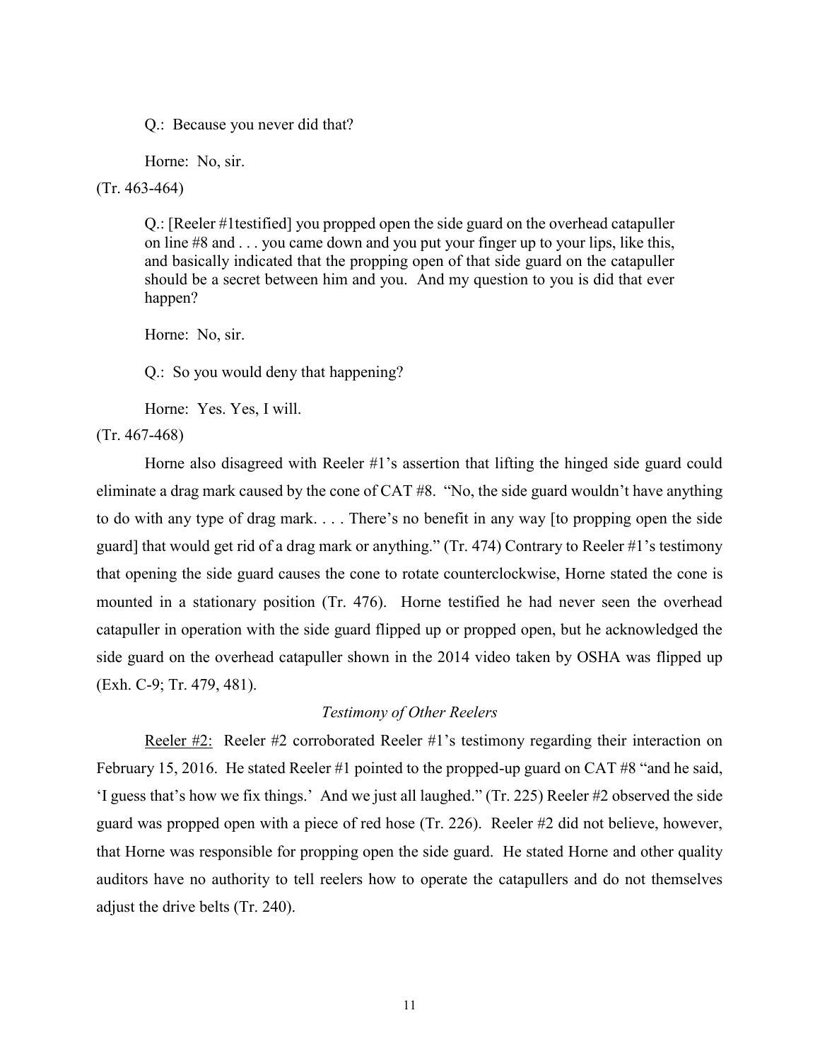> Q.: Because you never did that?
>
> Horne: No, sir.

(Tr. 463-464)

> Q.: [Reeler #1testified] you propped open the side guard on the overhead catapuller on line #8 and . . . you came down and you put your finger up to your lips, like this, and basically indicated that the propping open of that side guard on the catapuller should be a secret between him and you. And my question to you is did that ever happen?
>
> Horne: No, sir.
>
> Q.: So you would deny that happening?
>
> Horne: Yes. Yes, I will.

(Tr. 467-468)

Horne also disagreed with Reeler #1's assertion that lifting the hinged side guard could eliminate a drag mark caused by the cone of CAT #8. "No, the side guard wouldn't have anything to do with any type of drag mark. . . . There's no benefit in any way [to propping open the side guard] that would get rid of a drag mark or anything." (Tr. 474) Contrary to Reeler #1's testimony that opening the side guard causes the cone to rotate counterclockwise, Horne stated the cone is mounted in a stationary position (Tr. 476). Horne testified he had never seen the overhead catapuller in operation with the side guard flipped up or propped open, but he acknowledged the side guard on the overhead catapuller shown in the 2014 video taken by OSHA was flipped up (Exh. C-9; Tr. 479, 481).

*Testimony of Other Reelers*

Reeler #2: Reeler #2 corroborated Reeler #1's testimony regarding their interaction on February 15, 2016. He stated Reeler #1 pointed to the propped-up guard on CAT #8 "and he said, 'I guess that's how we fix things.' And we just all laughed." (Tr. 225) Reeler #2 observed the side guard was propped open with a piece of red hose (Tr. 226). Reeler #2 did not believe, however, that Horne was responsible for propping open the side guard. He stated Horne and other quality auditors have no authority to tell reelers how to operate the catapullers and do not themselves adjust the drive belts (Tr. 240).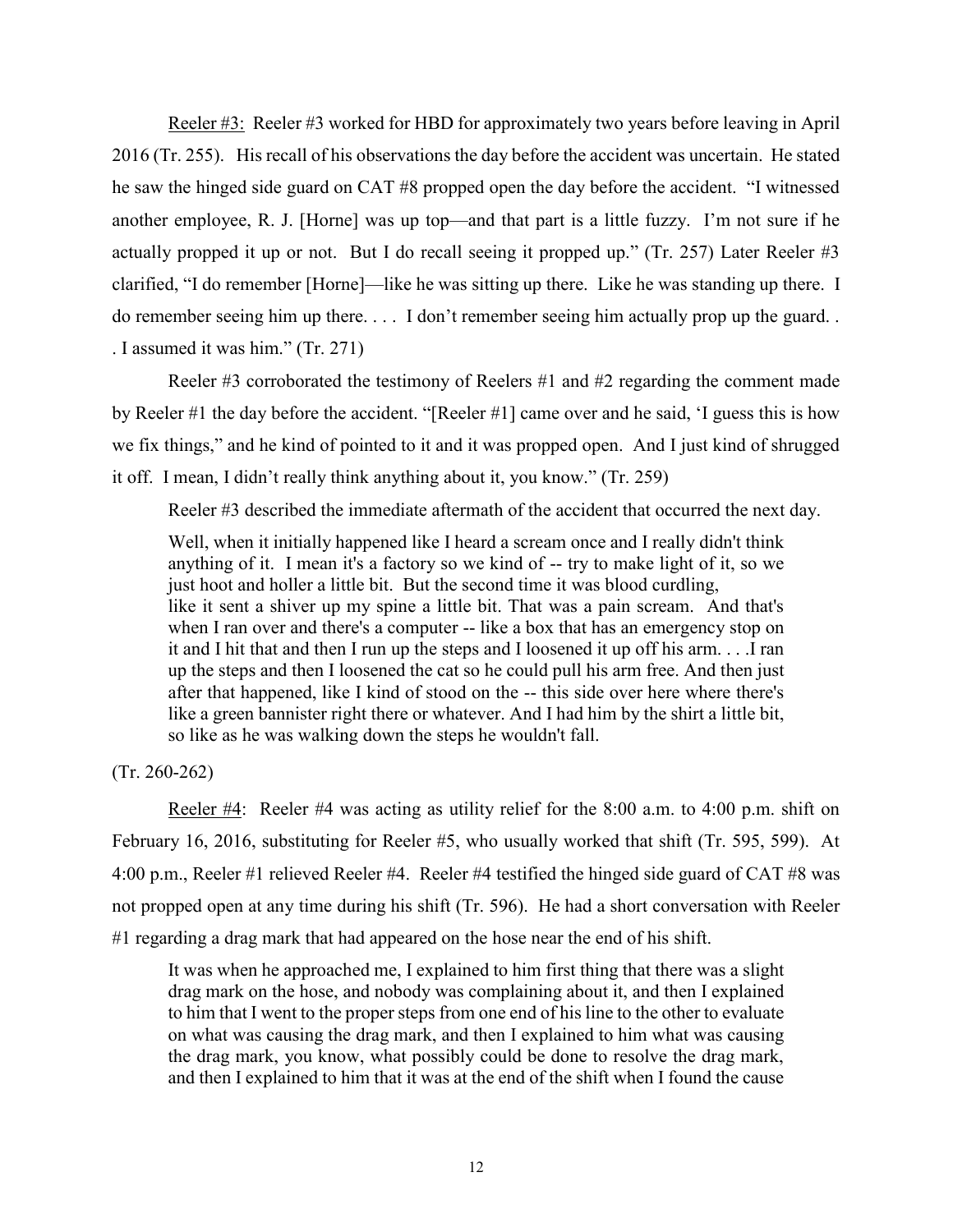Reeler #3: Reeler #3 worked for HBD for approximately two years before leaving in April 2016 (Tr. 255). His recall of his observations the day before the accident was uncertain. He stated he saw the hinged side guard on CAT #8 propped open the day before the accident. "I witnessed another employee, R. J. [Horne] was up top—and that part is a little fuzzy. I'm not sure if he actually propped it up or not. But I do recall seeing it propped up." (Tr. 257) Later Reeler #3 clarified, "I do remember [Horne]—like he was sitting up there. Like he was standing up there. I do remember seeing him up there. . . . I don't remember seeing him actually prop up the guard. . . I assumed it was him." (Tr. 271)

Reeler #3 corroborated the testimony of Reelers #1 and #2 regarding the comment made by Reeler #1 the day before the accident. "[Reeler #1] came over and he said, 'I guess this is how we fix things," and he kind of pointed to it and it was propped open. And I just kind of shrugged it off. I mean, I didn't really think anything about it, you know." (Tr. 259)

Reeler #3 described the immediate aftermath of the accident that occurred the next day.

> Well, when it initially happened like I heard a scream once and I really didn't think anything of it. I mean it's a factory so we kind of -- try to make light of it, so we just hoot and holler a little bit. But the second time it was blood curdling, like it sent a shiver up my spine a little bit. That was a pain scream. And that's when I ran over and there's a computer -- like a box that has an emergency stop on it and I hit that and then I run up the steps and I loosened it up off his arm. . . .I ran up the steps and then I loosened the cat so he could pull his arm free. And then just after that happened, like I kind of stood on the -- this side over here where there's like a green bannister right there or whatever. And I had him by the shirt a little bit, so like as he was walking down the steps he wouldn't fall.

(Tr. 260-262)

Reeler #4: Reeler #4 was acting as utility relief for the 8:00 a.m. to 4:00 p.m. shift on February 16, 2016, substituting for Reeler #5, who usually worked that shift (Tr. 595, 599). At 4:00 p.m., Reeler #1 relieved Reeler #4. Reeler #4 testified the hinged side guard of CAT #8 was not propped open at any time during his shift (Tr. 596). He had a short conversation with Reeler #1 regarding a drag mark that had appeared on the hose near the end of his shift.

> It was when he approached me, I explained to him first thing that there was a slight drag mark on the hose, and nobody was complaining about it, and then I explained to him that I went to the proper steps from one end of his line to the other to evaluate on what was causing the drag mark, and then I explained to him what was causing the drag mark, you know, what possibly could be done to resolve the drag mark, and then I explained to him that it was at the end of the shift when I found the cause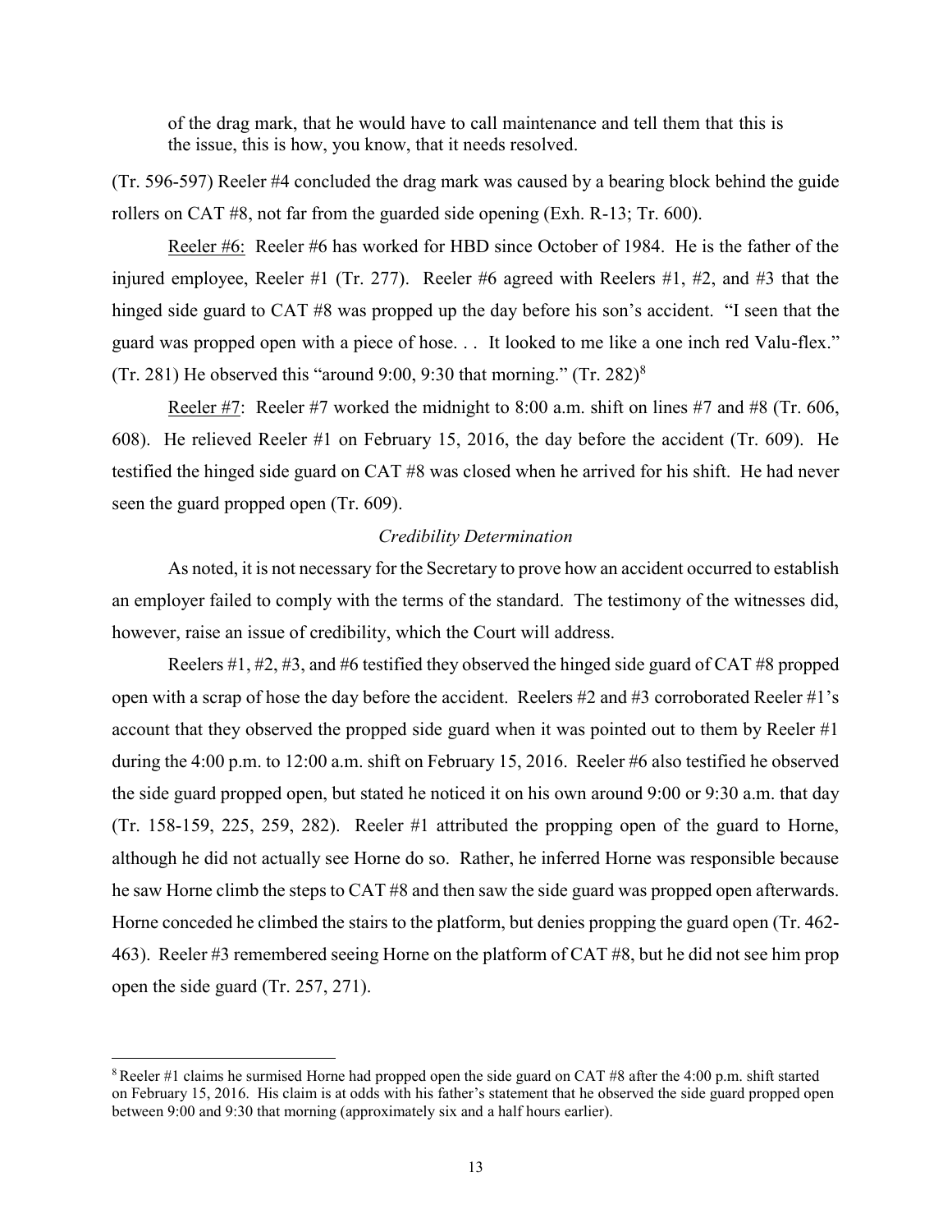of the drag mark, that he would have to call maintenance and tell them that this is the issue, this is how, you know, that it needs resolved.

(Tr. 596-597) Reeler #4 concluded the drag mark was caused by a bearing block behind the guide rollers on CAT #8, not far from the guarded side opening (Exh. R-13; Tr. 600).

Reeler #6: Reeler #6 has worked for HBD since October of 1984. He is the father of the injured employee, Reeler #1 (Tr. 277). Reeler #6 agreed with Reelers #1, #2, and #3 that the hinged side guard to CAT #8 was propped up the day before his son's accident. "I seen that the guard was propped open with a piece of hose. . . It looked to me like a one inch red Valu-flex." (Tr. 281) He observed this "around 9:00, 9:30 that morning." (Tr. 282)[8]

Reeler #7: Reeler #7 worked the midnight to 8:00 a.m. shift on lines #7 and #8 (Tr. 606, 608). He relieved Reeler #1 on February 15, 2016, the day before the accident (Tr. 609). He testified the hinged side guard on CAT #8 was closed when he arrived for his shift. He had never seen the guard propped open (Tr. 609).

*Credibility Determination*

As noted, it is not necessary for the Secretary to prove how an accident occurred to establish an employer failed to comply with the terms of the standard. The testimony of the witnesses did, however, raise an issue of credibility, which the Court will address.

Reelers #1, #2, #3, and #6 testified they observed the hinged side guard of CAT #8 propped open with a scrap of hose the day before the accident. Reelers #2 and #3 corroborated Reeler #1's account that they observed the propped side guard when it was pointed out to them by Reeler #1 during the 4:00 p.m. to 12:00 a.m. shift on February 15, 2016. Reeler #6 also testified he observed the side guard propped open, but stated he noticed it on his own around 9:00 or 9:30 a.m. that day (Tr. 158-159, 225, 259, 282). Reeler #1 attributed the propping open of the guard to Horne, although he did not actually see Horne do so. Rather, he inferred Horne was responsible because he saw Horne climb the steps to CAT #8 and then saw the side guard was propped open afterwards. Horne conceded he climbed the stairs to the platform, but denies propping the guard open (Tr. 462-463). Reeler #3 remembered seeing Horne on the platform of CAT #8, but he did not see him prop open the side guard (Tr. 257, 271).

[8] Reeler #1 claims he surmised Horne had propped open the side guard on CAT #8 after the 4:00 p.m. shift started on February 15, 2016. His claim is at odds with his father's statement that he observed the side guard propped open between 9:00 and 9:30 that morning (approximately six and a half hours earlier).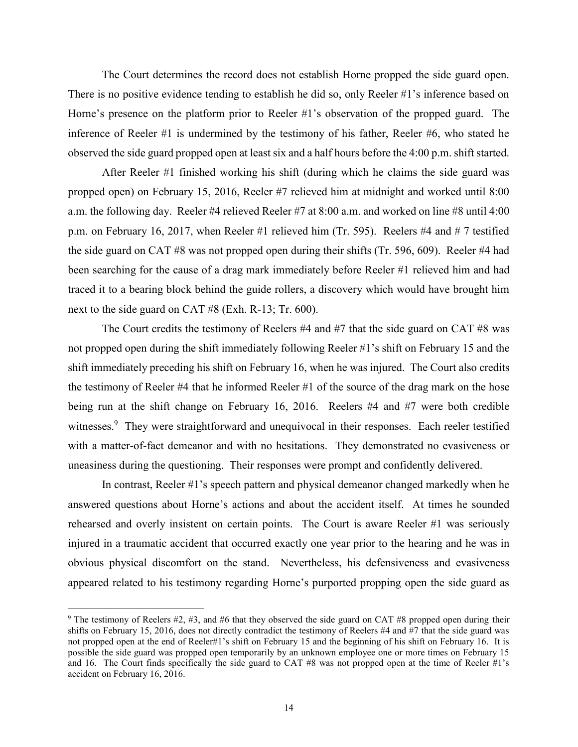The Court determines the record does not establish Horne propped the side guard open. There is no positive evidence tending to establish he did so, only Reeler #1's inference based on Horne's presence on the platform prior to Reeler #1's observation of the propped guard. The inference of Reeler #1 is undermined by the testimony of his father, Reeler #6, who stated he observed the side guard propped open at least six and a half hours before the 4:00 p.m. shift started.

After Reeler #1 finished working his shift (during which he claims the side guard was propped open) on February 15, 2016, Reeler #7 relieved him at midnight and worked until 8:00 a.m. the following day. Reeler #4 relieved Reeler #7 at 8:00 a.m. and worked on line #8 until 4:00 p.m. on February 16, 2017, when Reeler #1 relieved him (Tr. 595). Reelers #4 and # 7 testified the side guard on CAT #8 was not propped open during their shifts (Tr. 596, 609). Reeler #4 had been searching for the cause of a drag mark immediately before Reeler #1 relieved him and had traced it to a bearing block behind the guide rollers, a discovery which would have brought him next to the side guard on CAT #8 (Exh. R-13; Tr. 600).

The Court credits the testimony of Reelers #4 and #7 that the side guard on CAT #8 was not propped open during the shift immediately following Reeler #1's shift on February 15 and the shift immediately preceding his shift on February 16, when he was injured. The Court also credits the testimony of Reeler #4 that he informed Reeler #1 of the source of the drag mark on the hose being run at the shift change on February 16, 2016. Reelers #4 and #7 were both credible witnesses.[9] They were straightforward and unequivocal in their responses. Each reeler testified with a matter-of-fact demeanor and with no hesitations. They demonstrated no evasiveness or uneasiness during the questioning. Their responses were prompt and confidently delivered.

In contrast, Reeler #1's speech pattern and physical demeanor changed markedly when he answered questions about Horne's actions and about the accident itself. At times he sounded rehearsed and overly insistent on certain points. The Court is aware Reeler #1 was seriously injured in a traumatic accident that occurred exactly one year prior to the hearing and he was in obvious physical discomfort on the stand. Nevertheless, his defensiveness and evasiveness appeared related to his testimony regarding Horne's purported propping open the side guard as

---

[9] The testimony of Reelers #2, #3, and #6 that they observed the side guard on CAT #8 propped open during their shifts on February 15, 2016, does not directly contradict the testimony of Reelers #4 and #7 that the side guard was not propped open at the end of Reeler#1's shift on February 15 and the beginning of his shift on February 16. It is possible the side guard was propped open temporarily by an unknown employee one or more times on February 15 and 16. The Court finds specifically the side guard to CAT #8 was not propped open at the time of Reeler #1's accident on February 16, 2016.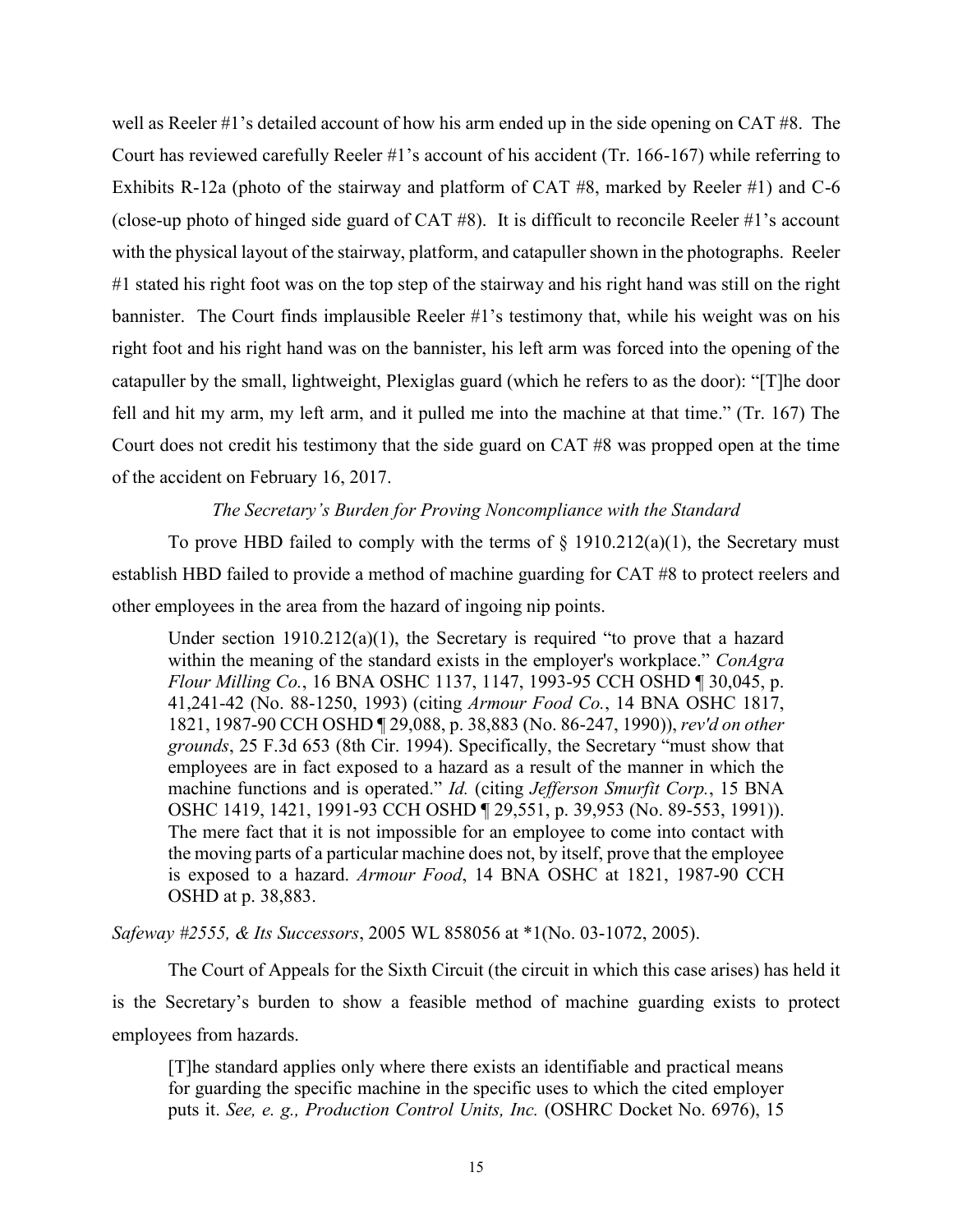well as Reeler #1's detailed account of how his arm ended up in the side opening on CAT #8. The Court has reviewed carefully Reeler #1's account of his accident (Tr. 166-167) while referring to Exhibits R-12a (photo of the stairway and platform of CAT #8, marked by Reeler #1) and C-6 (close-up photo of hinged side guard of CAT #8). It is difficult to reconcile Reeler #1's account with the physical layout of the stairway, platform, and catapuller shown in the photographs. Reeler #1 stated his right foot was on the top step of the stairway and his right hand was still on the right bannister. The Court finds implausible Reeler #1's testimony that, while his weight was on his right foot and his right hand was on the bannister, his left arm was forced into the opening of the catapuller by the small, lightweight, Plexiglas guard (which he refers to as the door): "[T]he door fell and hit my arm, my left arm, and it pulled me into the machine at that time." (Tr. 167) The Court does not credit his testimony that the side guard on CAT #8 was propped open at the time of the accident on February 16, 2017.

*The Secretary's Burden for Proving Noncompliance with the Standard*

To prove HBD failed to comply with the terms of § 1910.212(a)(1), the Secretary must establish HBD failed to provide a method of machine guarding for CAT #8 to protect reelers and other employees in the area from the hazard of ingoing nip points.

> Under section 1910.212(a)(1), the Secretary is required "to prove that a hazard within the meaning of the standard exists in the employer's workplace." *ConAgra Flour Milling Co.*, 16 BNA OSHC 1137, 1147, 1993-95 CCH OSHD ¶ 30,045, p. 41,241-42 (No. 88-1250, 1993) (citing *Armour Food Co.*, 14 BNA OSHC 1817, 1821, 1987-90 CCH OSHD ¶ 29,088, p. 38,883 (No. 86-247, 1990)), *rev'd on other grounds*, 25 F.3d 653 (8th Cir. 1994). Specifically, the Secretary "must show that employees are in fact exposed to a hazard as a result of the manner in which the machine functions and is operated." *Id.* (citing *Jefferson Smurfit Corp.*, 15 BNA OSHC 1419, 1421, 1991-93 CCH OSHD ¶ 29,551, p. 39,953 (No. 89-553, 1991)). The mere fact that it is not impossible for an employee to come into contact with the moving parts of a particular machine does not, by itself, prove that the employee is exposed to a hazard. *Armour Food*, 14 BNA OSHC at 1821, 1987-90 CCH OSHD at p. 38,883.

*Safeway #2555, & Its Successors*, 2005 WL 858056 at *1(No. 03-1072, 2005).

The Court of Appeals for the Sixth Circuit (the circuit in which this case arises) has held it is the Secretary's burden to show a feasible method of machine guarding exists to protect employees from hazards.

> [T]he standard applies only where there exists an identifiable and practical means for guarding the specific machine in the specific uses to which the cited employer puts it. *See, e. g., Production Control Units, Inc.* (OSHRC Docket No. 6976), 15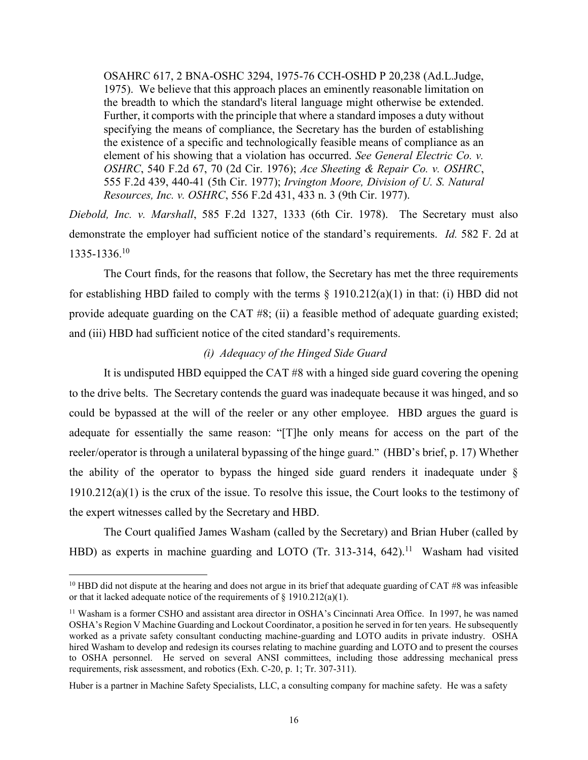> OSAHRC 617, 2 BNA-OSHC 3294, 1975-76 CCH-OSHD P 20,238 (Ad.L.Judge, 1975). We believe that this approach places an eminently reasonable limitation on the breadth to which the standard's literal language might otherwise be extended. Further, it comports with the principle that where a standard imposes a duty without specifying the means of compliance, the Secretary has the burden of establishing the existence of a specific and technologically feasible means of compliance as an element of his showing that a violation has occurred. *See General Electric Co. v. OSHRC*, 540 F.2d 67, 70 (2d Cir. 1976); *Ace Sheeting & Repair Co. v. OSHRC*, 555 F.2d 439, 440-41 (5th Cir. 1977); *Irvington Moore, Division of U. S. Natural Resources, Inc. v. OSHRC*, 556 F.2d 431, 433 n. 3 (9th Cir. 1977).

*Diebold, Inc. v. Marshall*, 585 F.2d 1327, 1333 (6th Cir. 1978). The Secretary must also demonstrate the employer had sufficient notice of the standard's requirements. *Id.* 582 F. 2d at 1335-1336.[10]

The Court finds, for the reasons that follow, the Secretary has met the three requirements for establishing HBD failed to comply with the terms § 1910.212(a)(1) in that: (i) HBD did not provide adequate guarding on the CAT #8; (ii) a feasible method of adequate guarding existed; and (iii) HBD had sufficient notice of the cited standard's requirements.

*(i) Adequacy of the Hinged Side Guard*

It is undisputed HBD equipped the CAT #8 with a hinged side guard covering the opening to the drive belts. The Secretary contends the guard was inadequate because it was hinged, and so could be bypassed at the will of the reeler or any other employee. HBD argues the guard is adequate for essentially the same reason: "[T]he only means for access on the part of the reeler/operator is through a unilateral bypassing of the hinge guard." (HBD's brief, p. 17) Whether the ability of the operator to bypass the hinged side guard renders it inadequate under § 1910.212(a)(1) is the crux of the issue. To resolve this issue, the Court looks to the testimony of the expert witnesses called by the Secretary and HBD.

The Court qualified James Washam (called by the Secretary) and Brian Huber (called by HBD) as experts in machine guarding and LOTO (Tr. 313-314, 642).[11] Washam had visited

[10] HBD did not dispute at the hearing and does not argue in its brief that adequate guarding of CAT #8 was infeasible or that it lacked adequate notice of the requirements of § 1910.212(a)(1).

[11] Washam is a former CSHO and assistant area director in OSHA's Cincinnati Area Office. In 1997, he was named OSHA's Region V Machine Guarding and Lockout Coordinator, a position he served in for ten years. He subsequently worked as a private safety consultant conducting machine-guarding and LOTO audits in private industry. OSHA hired Washam to develop and redesign its courses relating to machine guarding and LOTO and to present the courses to OSHA personnel. He served on several ANSI committees, including those addressing mechanical press requirements, risk assessment, and robotics (Exh. C-20, p. 1; Tr. 307-311).

Huber is a partner in Machine Safety Specialists, LLC, a consulting company for machine safety. He was a safety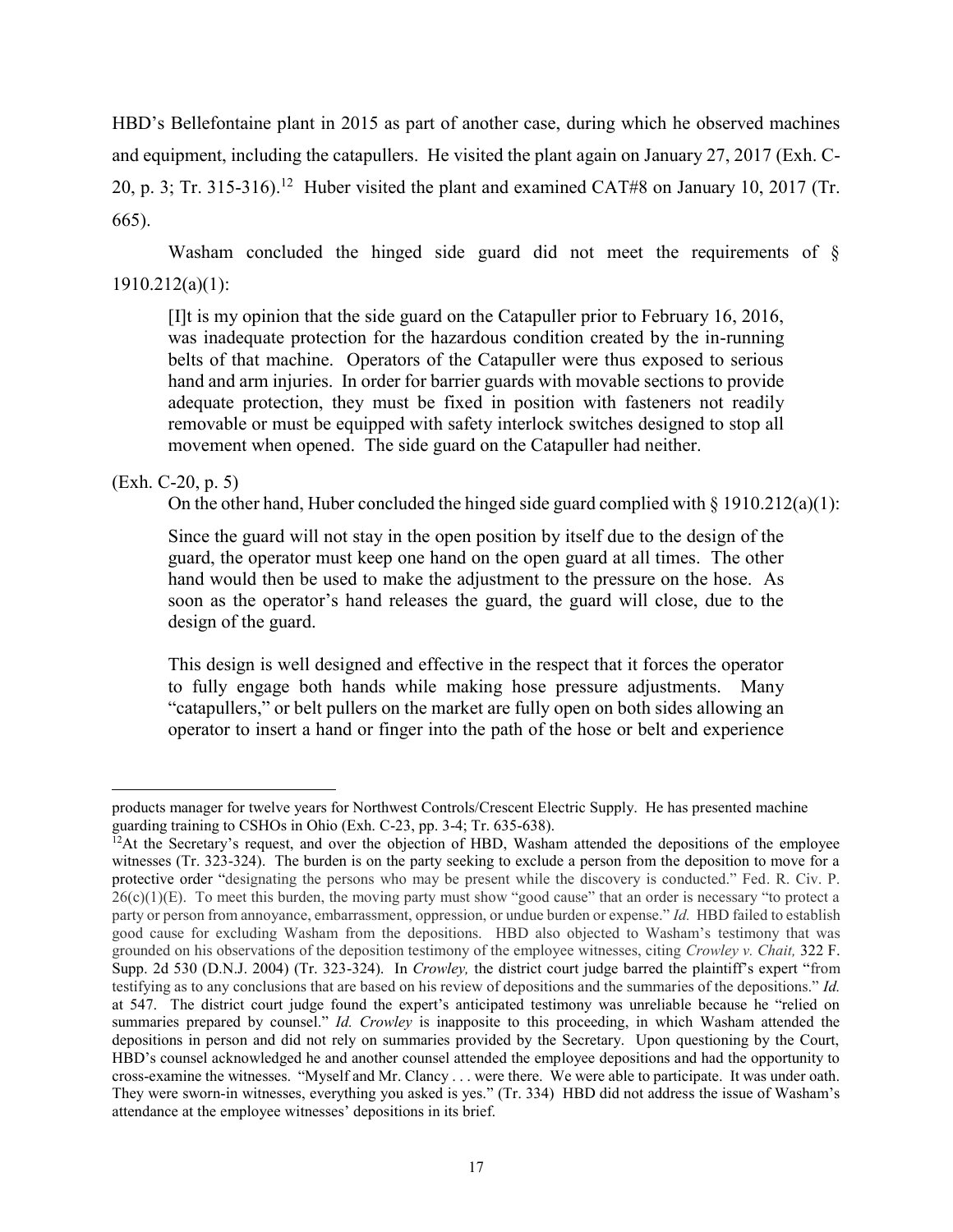HBD's Bellefontaine plant in 2015 as part of another case, during which he observed machines and equipment, including the catapullers. He visited the plant again on January 27, 2017 (Exh. C-20, p. 3; Tr. 315-316).[12] Huber visited the plant and examined CAT#8 on January 10, 2017 (Tr. 665).

Washam concluded the hinged side guard did not meet the requirements of § 1910.212(a)(1):

> [I]t is my opinion that the side guard on the Catapuller prior to February 16, 2016, was inadequate protection for the hazardous condition created by the in-running belts of that machine. Operators of the Catapuller were thus exposed to serious hand and arm injuries. In order for barrier guards with movable sections to provide adequate protection, they must be fixed in position with fasteners not readily removable or must be equipped with safety interlock switches designed to stop all movement when opened. The side guard on the Catapuller had neither.

(Exh. C-20, p. 5)

On the other hand, Huber concluded the hinged side guard complied with § 1910.212(a)(1):

> Since the guard will not stay in the open position by itself due to the design of the guard, the operator must keep one hand on the open guard at all times. The other hand would then be used to make the adjustment to the pressure on the hose. As soon as the operator's hand releases the guard, the guard will close, due to the design of the guard.
>
> This design is well designed and effective in the respect that it forces the operator to fully engage both hands while making hose pressure adjustments. Many "catapullers," or belt pullers on the market are fully open on both sides allowing an operator to insert a hand or finger into the path of the hose or belt and experience

---

products manager for twelve years for Northwest Controls/Crescent Electric Supply. He has presented machine guarding training to CSHOs in Ohio (Exh. C-23, pp. 3-4; Tr. 635-638).

[12] At the Secretary's request, and over the objection of HBD, Washam attended the depositions of the employee witnesses (Tr. 323-324). The burden is on the party seeking to exclude a person from the deposition to move for a protective order "designating the persons who may be present while the discovery is conducted." Fed. R. Civ. P. 26(c)(1)(E). To meet this burden, the moving party must show "good cause" that an order is necessary "to protect a party or person from annoyance, embarrassment, oppression, or undue burden or expense." *Id.* HBD failed to establish good cause for excluding Washam from the depositions. HBD also objected to Washam's testimony that was grounded on his observations of the deposition testimony of the employee witnesses, citing *Crowley v. Chait,* 322 F. Supp. 2d 530 (D.N.J. 2004) (Tr. 323-324). In *Crowley,* the district court judge barred the plaintiff's expert "from testifying as to any conclusions that are based on his review of depositions and the summaries of the depositions." *Id.* at 547. The district court judge found the expert's anticipated testimony was unreliable because he "relied on summaries prepared by counsel." *Id. Crowley* is inapposite to this proceeding, in which Washam attended the depositions in person and did not rely on summaries provided by the Secretary. Upon questioning by the Court, HBD's counsel acknowledged he and another counsel attended the employee depositions and had the opportunity to cross-examine the witnesses. "Myself and Mr. Clancy . . . were there. We were able to participate. It was under oath. They were sworn-in witnesses, everything you asked is yes." (Tr. 334) HBD did not address the issue of Washam's attendance at the employee witnesses' depositions in its brief.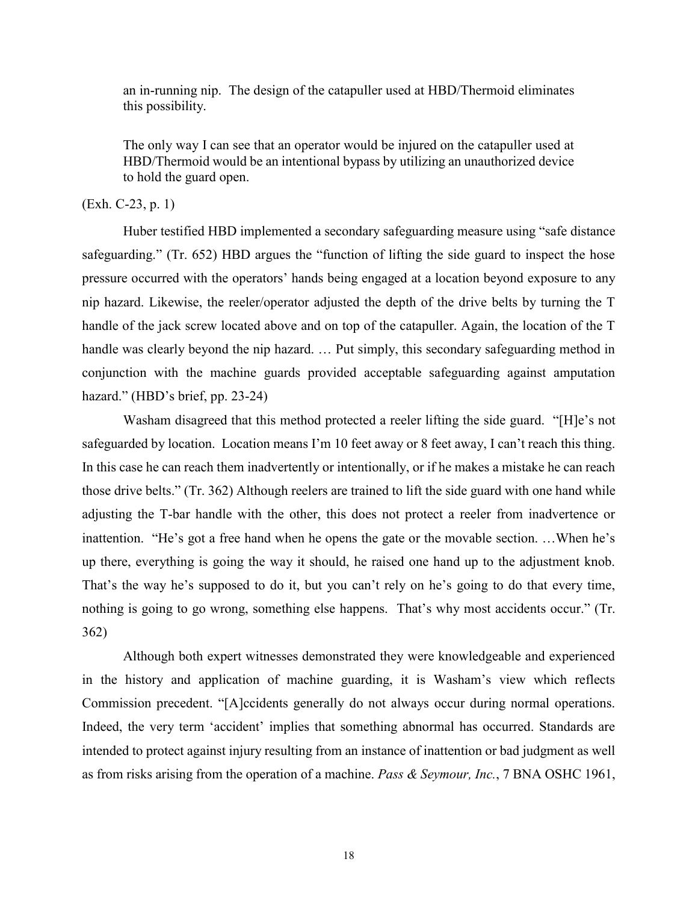> an in-running nip. The design of the catapuller used at HBD/Thermoid eliminates this possibility.
>
> The only way I can see that an operator would be injured on the catapuller used at HBD/Thermoid would be an intentional bypass by utilizing an unauthorized device to hold the guard open.

(Exh. C-23, p. 1)

Huber testified HBD implemented a secondary safeguarding measure using "safe distance safeguarding." (Tr. 652) HBD argues the "function of lifting the side guard to inspect the hose pressure occurred with the operators' hands being engaged at a location beyond exposure to any nip hazard. Likewise, the reeler/operator adjusted the depth of the drive belts by turning the T handle of the jack screw located above and on top of the catapuller. Again, the location of the T handle was clearly beyond the nip hazard. … Put simply, this secondary safeguarding method in conjunction with the machine guards provided acceptable safeguarding against amputation hazard." (HBD's brief, pp. 23-24)

Washam disagreed that this method protected a reeler lifting the side guard. "[H]e's not safeguarded by location. Location means I'm 10 feet away or 8 feet away, I can't reach this thing. In this case he can reach them inadvertently or intentionally, or if he makes a mistake he can reach those drive belts." (Tr. 362) Although reelers are trained to lift the side guard with one hand while adjusting the T-bar handle with the other, this does not protect a reeler from inadvertence or inattention. "He's got a free hand when he opens the gate or the movable section. …When he's up there, everything is going the way it should, he raised one hand up to the adjustment knob. That's the way he's supposed to do it, but you can't rely on he's going to do that every time, nothing is going to go wrong, something else happens. That's why most accidents occur." (Tr. 362)

Although both expert witnesses demonstrated they were knowledgeable and experienced in the history and application of machine guarding, it is Washam's view which reflects Commission precedent. "[A]ccidents generally do not always occur during normal operations. Indeed, the very term 'accident' implies that something abnormal has occurred. Standards are intended to protect against injury resulting from an instance of inattention or bad judgment as well as from risks arising from the operation of a machine. *Pass & Seymour, Inc.*, 7 BNA OSHC 1961,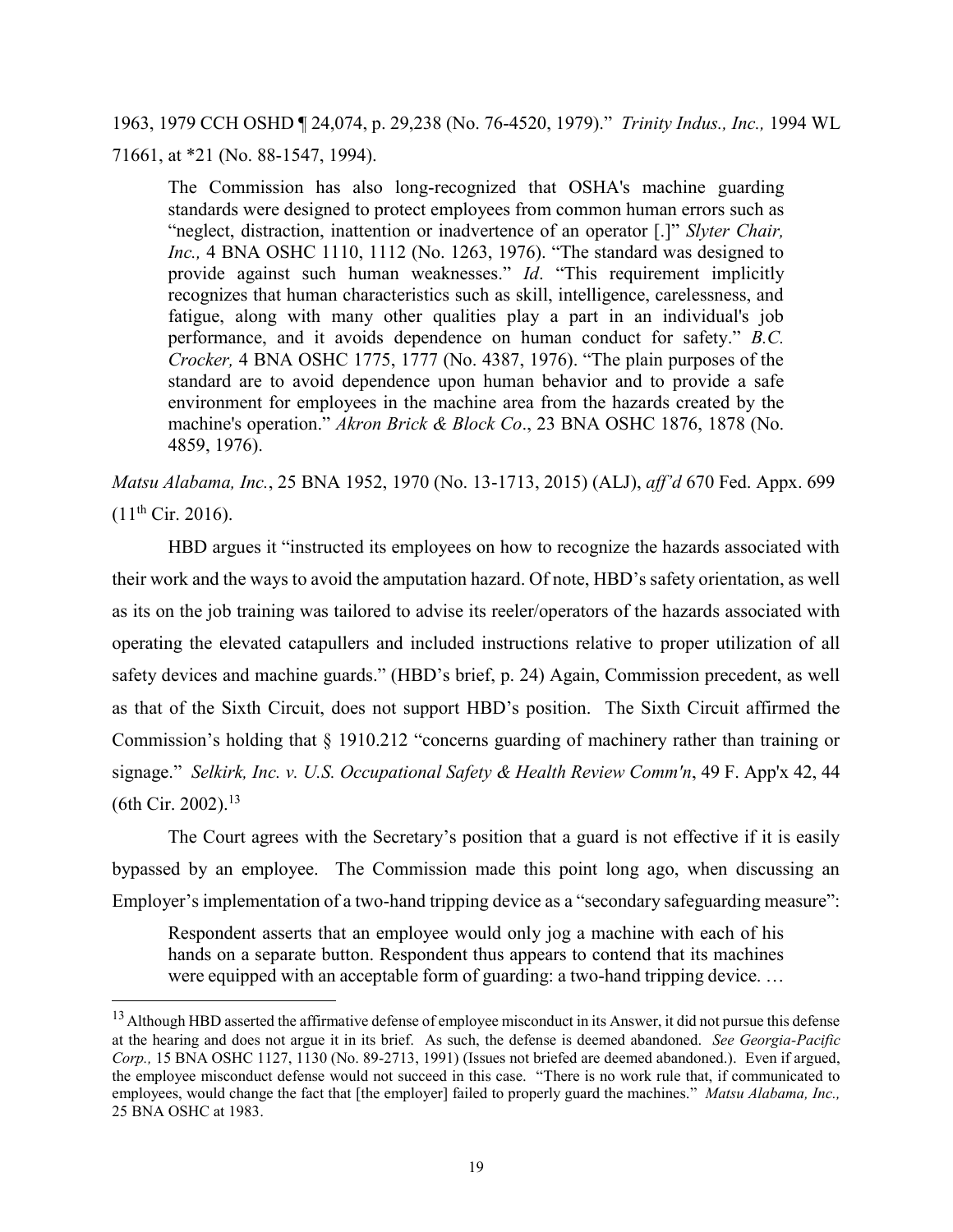1963, 1979 CCH OSHD ¶ 24,074, p. 29,238 (No. 76-4520, 1979)." *Trinity Indus., Inc.,* 1994 WL 71661, at *21 (No. 88-1547, 1994).

> The Commission has also long-recognized that OSHA's machine guarding standards were designed to protect employees from common human errors such as "neglect, distraction, inattention or inadvertence of an operator [.]" *Slyter Chair, Inc.,* 4 BNA OSHC 1110, 1112 (No. 1263, 1976). "The standard was designed to provide against such human weaknesses." *Id*. "This requirement implicitly recognizes that human characteristics such as skill, intelligence, carelessness, and fatigue, along with many other qualities play a part in an individual's job performance, and it avoids dependence on human conduct for safety." *B.C. Crocker,* 4 BNA OSHC 1775, 1777 (No. 4387, 1976). "The plain purposes of the standard are to avoid dependence upon human behavior and to provide a safe environment for employees in the machine area from the hazards created by the machine's operation." *Akron Brick & Block Co*., 23 BNA OSHC 1876, 1878 (No. 4859, 1976).

*Matsu Alabama, Inc.*, 25 BNA 1952, 1970 (No. 13-1713, 2015) (ALJ), *aff'd* 670 Fed. Appx. 699 (11th Cir. 2016).

HBD argues it "instructed its employees on how to recognize the hazards associated with their work and the ways to avoid the amputation hazard. Of note, HBD's safety orientation, as well as its on the job training was tailored to advise its reeler/operators of the hazards associated with operating the elevated catapullers and included instructions relative to proper utilization of all safety devices and machine guards." (HBD's brief, p. 24) Again, Commission precedent, as well as that of the Sixth Circuit, does not support HBD's position. The Sixth Circuit affirmed the Commission's holding that § 1910.212 "concerns guarding of machinery rather than training or signage." *Selkirk, Inc. v. U.S. Occupational Safety & Health Review Comm'n*, 49 F. App'x 42, 44 (6th Cir. 2002).[13]

The Court agrees with the Secretary's position that a guard is not effective if it is easily bypassed by an employee. The Commission made this point long ago, when discussing an Employer's implementation of a two-hand tripping device as a "secondary safeguarding measure":

> Respondent asserts that an employee would only jog a machine with each of his hands on a separate button. Respondent thus appears to contend that its machines were equipped with an acceptable form of guarding: a two-hand tripping device. …

---

[13] Although HBD asserted the affirmative defense of employee misconduct in its Answer, it did not pursue this defense at the hearing and does not argue it in its brief. As such, the defense is deemed abandoned. *See Georgia-Pacific Corp.,* 15 BNA OSHC 1127, 1130 (No. 89-2713, 1991) (Issues not briefed are deemed abandoned.). Even if argued, the employee misconduct defense would not succeed in this case. "There is no work rule that, if communicated to employees, would change the fact that [the employer] failed to properly guard the machines." *Matsu Alabama, Inc.,* 25 BNA OSHC at 1983.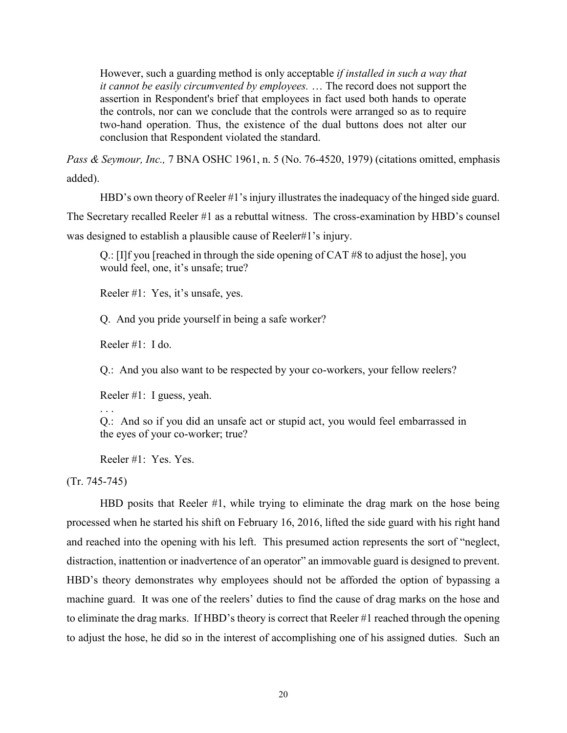> However, such a guarding method is only acceptable *if installed in such a way that it cannot be easily circumvented by employees.* … The record does not support the assertion in Respondent's brief that employees in fact used both hands to operate the controls, nor can we conclude that the controls were arranged so as to require two-hand operation. Thus, the existence of the dual buttons does not alter our conclusion that Respondent violated the standard.

*Pass & Seymour, Inc.,* 7 BNA OSHC 1961, n. 5 (No. 76-4520, 1979) (citations omitted, emphasis added).

HBD's own theory of Reeler #1's injury illustrates the inadequacy of the hinged side guard. The Secretary recalled Reeler #1 as a rebuttal witness. The cross-examination by HBD's counsel was designed to establish a plausible cause of Reeler#1's injury.

> Q.: [I]f you [reached in through the side opening of CAT #8 to adjust the hose], you would feel, one, it's unsafe; true?
>
> Reeler #1: Yes, it's unsafe, yes.
>
> Q. And you pride yourself in being a safe worker?
>
> Reeler #1: I do.
>
> Q.: And you also want to be respected by your co-workers, your fellow reelers?
>
> Reeler #1: I guess, yeah.
>
> . . .
>
> Q.: And so if you did an unsafe act or stupid act, you would feel embarrassed in the eyes of your co-worker; true?
>
> Reeler #1: Yes. Yes.

(Tr. 745-745)

HBD posits that Reeler #1, while trying to eliminate the drag mark on the hose being processed when he started his shift on February 16, 2016, lifted the side guard with his right hand and reached into the opening with his left. This presumed action represents the sort of "neglect, distraction, inattention or inadvertence of an operator" an immovable guard is designed to prevent. HBD's theory demonstrates why employees should not be afforded the option of bypassing a machine guard. It was one of the reelers' duties to find the cause of drag marks on the hose and to eliminate the drag marks. If HBD's theory is correct that Reeler #1 reached through the opening to adjust the hose, he did so in the interest of accomplishing one of his assigned duties. Such an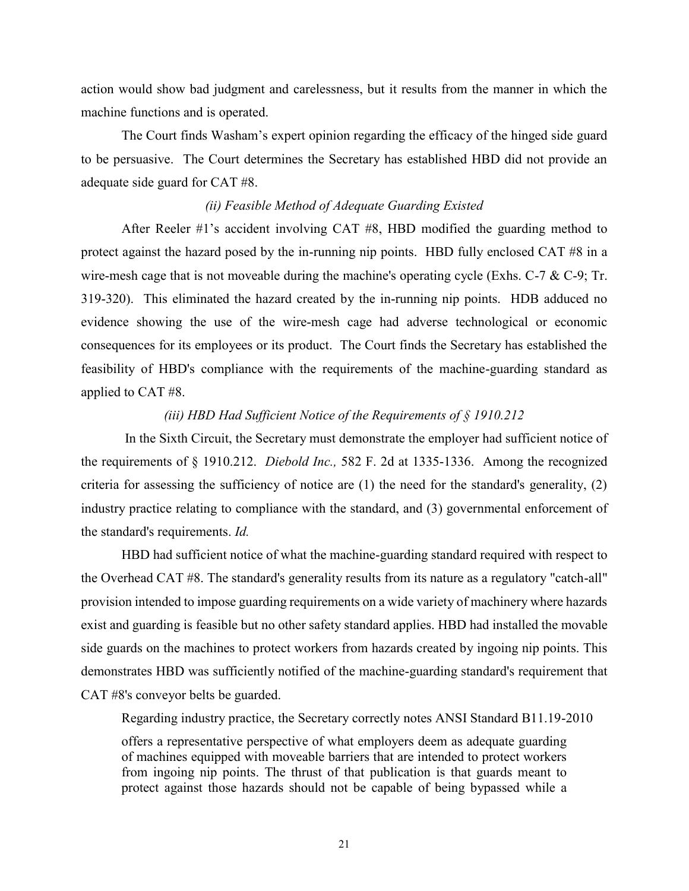action would show bad judgment and carelessness, but it results from the manner in which the machine functions and is operated.

The Court finds Washam's expert opinion regarding the efficacy of the hinged side guard to be persuasive. The Court determines the Secretary has established HBD did not provide an adequate side guard for CAT #8.

*(ii) Feasible Method of Adequate Guarding Existed*

After Reeler #1's accident involving CAT #8, HBD modified the guarding method to protect against the hazard posed by the in-running nip points. HBD fully enclosed CAT #8 in a wire-mesh cage that is not moveable during the machine's operating cycle (Exhs. C-7 & C-9; Tr. 319-320). This eliminated the hazard created by the in-running nip points. HDB adduced no evidence showing the use of the wire-mesh cage had adverse technological or economic consequences for its employees or its product. The Court finds the Secretary has established the feasibility of HBD's compliance with the requirements of the machine-guarding standard as applied to CAT #8.

*(iii) HBD Had Sufficient Notice of the Requirements of § 1910.212*

In the Sixth Circuit, the Secretary must demonstrate the employer had sufficient notice of the requirements of § 1910.212. *Diebold Inc.,* 582 F. 2d at 1335-1336. Among the recognized criteria for assessing the sufficiency of notice are (1) the need for the standard's generality, (2) industry practice relating to compliance with the standard, and (3) governmental enforcement of the standard's requirements. *Id.*

HBD had sufficient notice of what the machine-guarding standard required with respect to the Overhead CAT #8. The standard's generality results from its nature as a regulatory "catch-all" provision intended to impose guarding requirements on a wide variety of machinery where hazards exist and guarding is feasible but no other safety standard applies. HBD had installed the movable side guards on the machines to protect workers from hazards created by ingoing nip points. This demonstrates HBD was sufficiently notified of the machine-guarding standard's requirement that CAT #8's conveyor belts be guarded.

Regarding industry practice, the Secretary correctly notes ANSI Standard B11.19-2010

> offers a representative perspective of what employers deem as adequate guarding of machines equipped with moveable barriers that are intended to protect workers from ingoing nip points. The thrust of that publication is that guards meant to protect against those hazards should not be capable of being bypassed while a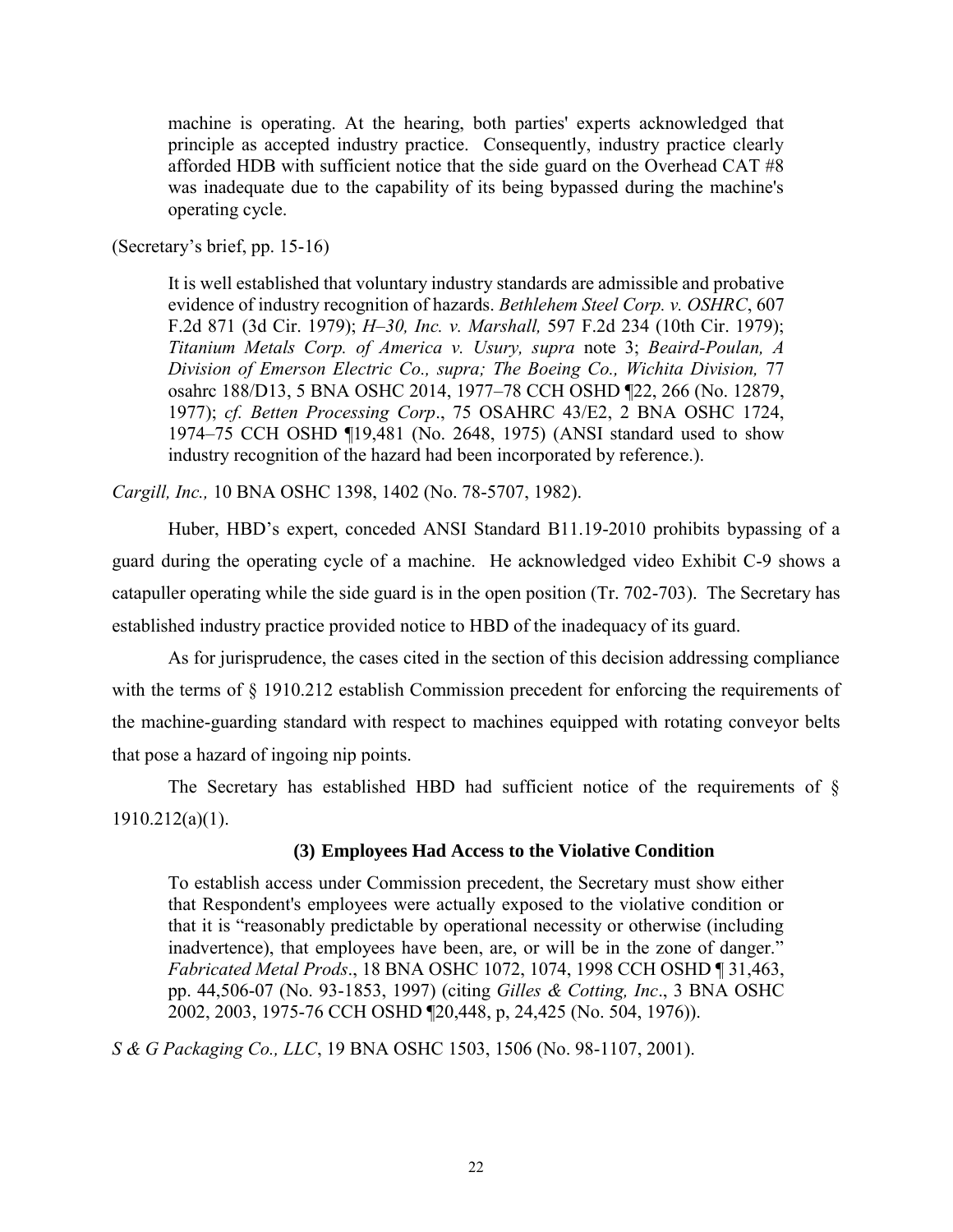> machine is operating. At the hearing, both parties' experts acknowledged that principle as accepted industry practice. Consequently, industry practice clearly afforded HDB with sufficient notice that the side guard on the Overhead CAT #8 was inadequate due to the capability of its being bypassed during the machine's operating cycle.

(Secretary's brief, pp. 15-16)

> It is well established that voluntary industry standards are admissible and probative evidence of industry recognition of hazards. *Bethlehem Steel Corp. v. OSHRC*, 607 F.2d 871 (3d Cir. 1979); *H–30, Inc. v. Marshall,* 597 F.2d 234 (10th Cir. 1979); *Titanium Metals Corp. of America v. Usury, supra* note 3; *Beaird-Poulan, A Division of Emerson Electric Co., supra; The Boeing Co., Wichita Division,* 77 osahrc 188/D13, 5 BNA OSHC 2014, 1977–78 CCH OSHD ¶22, 266 (No. 12879, 1977); *cf. Betten Processing Corp*., 75 OSAHRC 43/E2, 2 BNA OSHC 1724, 1974–75 CCH OSHD ¶19,481 (No. 2648, 1975) (ANSI standard used to show industry recognition of the hazard had been incorporated by reference.).

*Cargill, Inc.,* 10 BNA OSHC 1398, 1402 (No. 78-5707, 1982).

Huber, HBD's expert, conceded ANSI Standard B11.19-2010 prohibits bypassing of a guard during the operating cycle of a machine. He acknowledged video Exhibit C-9 shows a catapuller operating while the side guard is in the open position (Tr. 702-703). The Secretary has established industry practice provided notice to HBD of the inadequacy of its guard.

As for jurisprudence, the cases cited in the section of this decision addressing compliance with the terms of § 1910.212 establish Commission precedent for enforcing the requirements of the machine-guarding standard with respect to machines equipped with rotating conveyor belts that pose a hazard of ingoing nip points.

The Secretary has established HBD had sufficient notice of the requirements of § 1910.212(a)(1).

### (3) Employees Had Access to the Violative Condition

> To establish access under Commission precedent, the Secretary must show either that Respondent's employees were actually exposed to the violative condition or that it is "reasonably predictable by operational necessity or otherwise (including inadvertence), that employees have been, are, or will be in the zone of danger." *Fabricated Metal Prods*., 18 BNA OSHC 1072, 1074, 1998 CCH OSHD ¶ 31,463, pp. 44,506-07 (No. 93-1853, 1997) (citing *Gilles & Cotting, Inc*., 3 BNA OSHC 2002, 2003, 1975-76 CCH OSHD ¶20,448, p, 24,425 (No. 504, 1976)).

*S & G Packaging Co., LLC*, 19 BNA OSHC 1503, 1506 (No. 98-1107, 2001).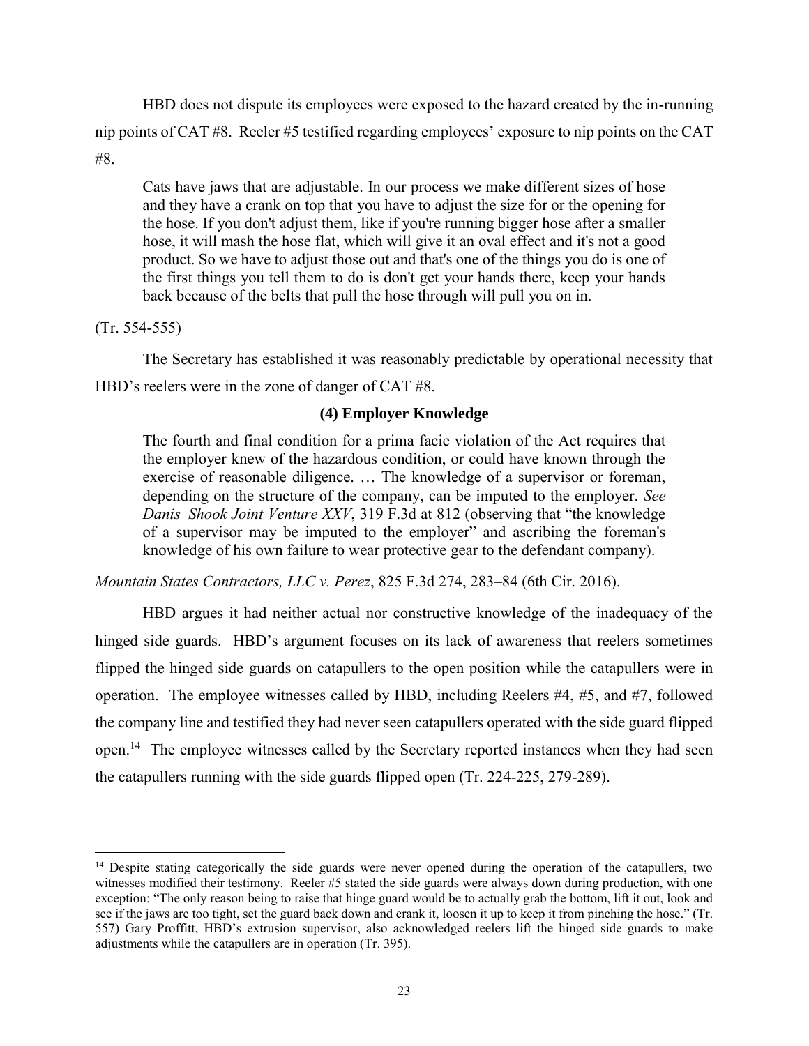HBD does not dispute its employees were exposed to the hazard created by the in-running nip points of CAT #8. Reeler #5 testified regarding employees' exposure to nip points on the CAT #8.

> Cats have jaws that are adjustable. In our process we make different sizes of hose and they have a crank on top that you have to adjust the size for or the opening for the hose. If you don't adjust them, like if you're running bigger hose after a smaller hose, it will mash the hose flat, which will give it an oval effect and it's not a good product. So we have to adjust those out and that's one of the things you do is one of the first things you tell them to do is don't get your hands there, keep your hands back because of the belts that pull the hose through will pull you on in.

(Tr. 554-555)

The Secretary has established it was reasonably predictable by operational necessity that HBD's reelers were in the zone of danger of CAT #8.

### (4) Employer Knowledge

> The fourth and final condition for a prima facie violation of the Act requires that the employer knew of the hazardous condition, or could have known through the exercise of reasonable diligence. … The knowledge of a supervisor or foreman, depending on the structure of the company, can be imputed to the employer. *See Danis–Shook Joint Venture XXV*, 319 F.3d at 812 (observing that "the knowledge of a supervisor may be imputed to the employer" and ascribing the foreman's knowledge of his own failure to wear protective gear to the defendant company).

*Mountain States Contractors, LLC v. Perez*, 825 F.3d 274, 283–84 (6th Cir. 2016).

HBD argues it had neither actual nor constructive knowledge of the inadequacy of the hinged side guards. HBD's argument focuses on its lack of awareness that reelers sometimes flipped the hinged side guards on catapullers to the open position while the catapullers were in operation. The employee witnesses called by HBD, including Reelers #4, #5, and #7, followed the company line and testified they had never seen catapullers operated with the side guard flipped open.[14] The employee witnesses called by the Secretary reported instances when they had seen the catapullers running with the side guards flipped open (Tr. 224-225, 279-289).

---

[14] Despite stating categorically the side guards were never opened during the operation of the catapullers, two witnesses modified their testimony. Reeler #5 stated the side guards were always down during production, with one exception: "The only reason being to raise that hinge guard would be to actually grab the bottom, lift it out, look and see if the jaws are too tight, set the guard back down and crank it, loosen it up to keep it from pinching the hose." (Tr. 557) Gary Proffitt, HBD's extrusion supervisor, also acknowledged reelers lift the hinged side guards to make adjustments while the catapullers are in operation (Tr. 395).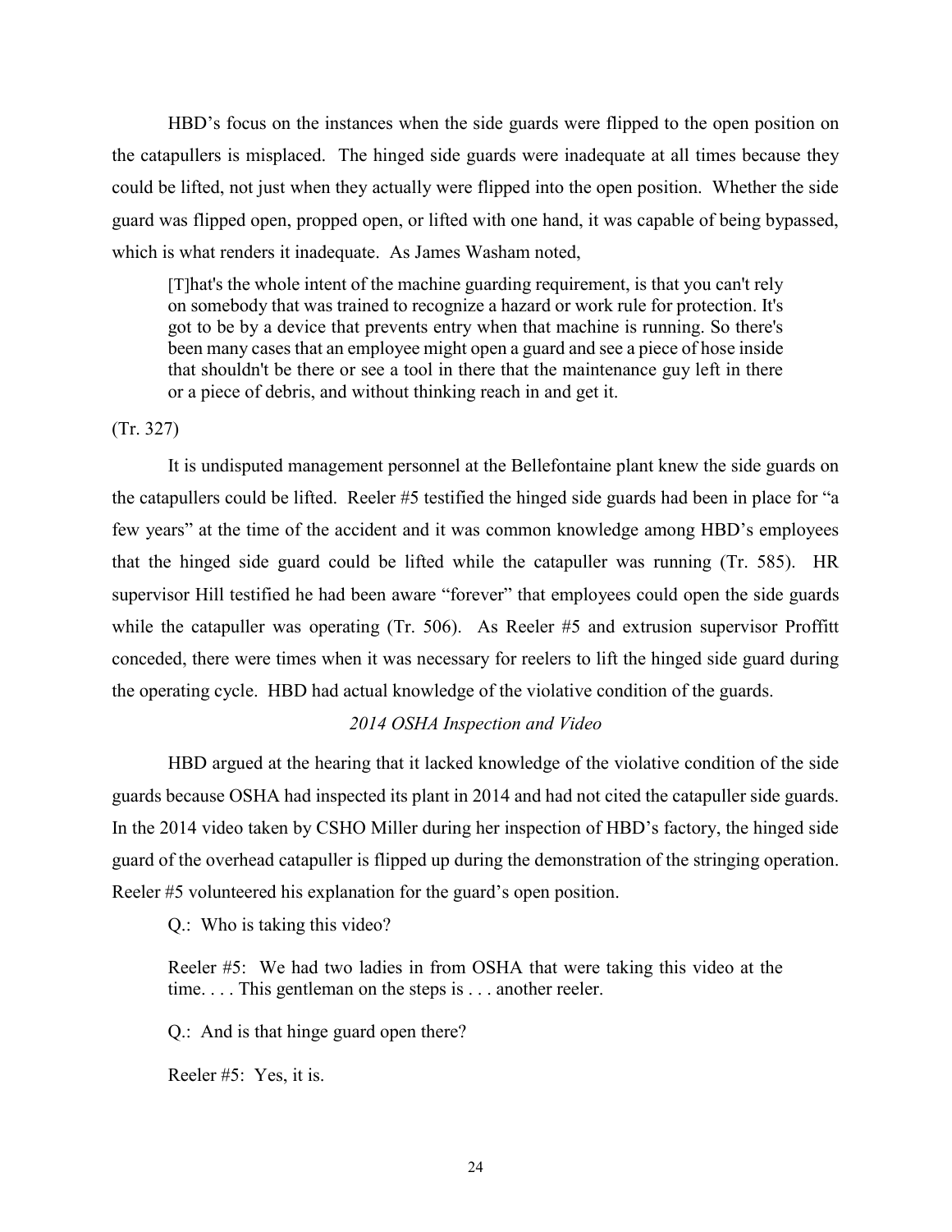HBD's focus on the instances when the side guards were flipped to the open position on the catapullers is misplaced. The hinged side guards were inadequate at all times because they could be lifted, not just when they actually were flipped into the open position. Whether the side guard was flipped open, propped open, or lifted with one hand, it was capable of being bypassed, which is what renders it inadequate. As James Washam noted,

> [T]hat's the whole intent of the machine guarding requirement, is that you can't rely on somebody that was trained to recognize a hazard or work rule for protection. It's got to be by a device that prevents entry when that machine is running. So there's been many cases that an employee might open a guard and see a piece of hose inside that shouldn't be there or see a tool in there that the maintenance guy left in there or a piece of debris, and without thinking reach in and get it.

(Tr. 327)

It is undisputed management personnel at the Bellefontaine plant knew the side guards on the catapullers could be lifted. Reeler #5 testified the hinged side guards had been in place for "a few years" at the time of the accident and it was common knowledge among HBD's employees that the hinged side guard could be lifted while the catapuller was running (Tr. 585). HR supervisor Hill testified he had been aware "forever" that employees could open the side guards while the catapuller was operating (Tr. 506). As Reeler #5 and extrusion supervisor Proffitt conceded, there were times when it was necessary for reelers to lift the hinged side guard during the operating cycle. HBD had actual knowledge of the violative condition of the guards.

*2014 OSHA Inspection and Video*

HBD argued at the hearing that it lacked knowledge of the violative condition of the side guards because OSHA had inspected its plant in 2014 and had not cited the catapuller side guards. In the 2014 video taken by CSHO Miller during her inspection of HBD's factory, the hinged side guard of the overhead catapuller is flipped up during the demonstration of the stringing operation. Reeler #5 volunteered his explanation for the guard's open position.

> Q.: Who is taking this video?
>
> Reeler #5: We had two ladies in from OSHA that were taking this video at the time. . . . This gentleman on the steps is . . . another reeler.
>
> Q.: And is that hinge guard open there?
>
> Reeler #5: Yes, it is.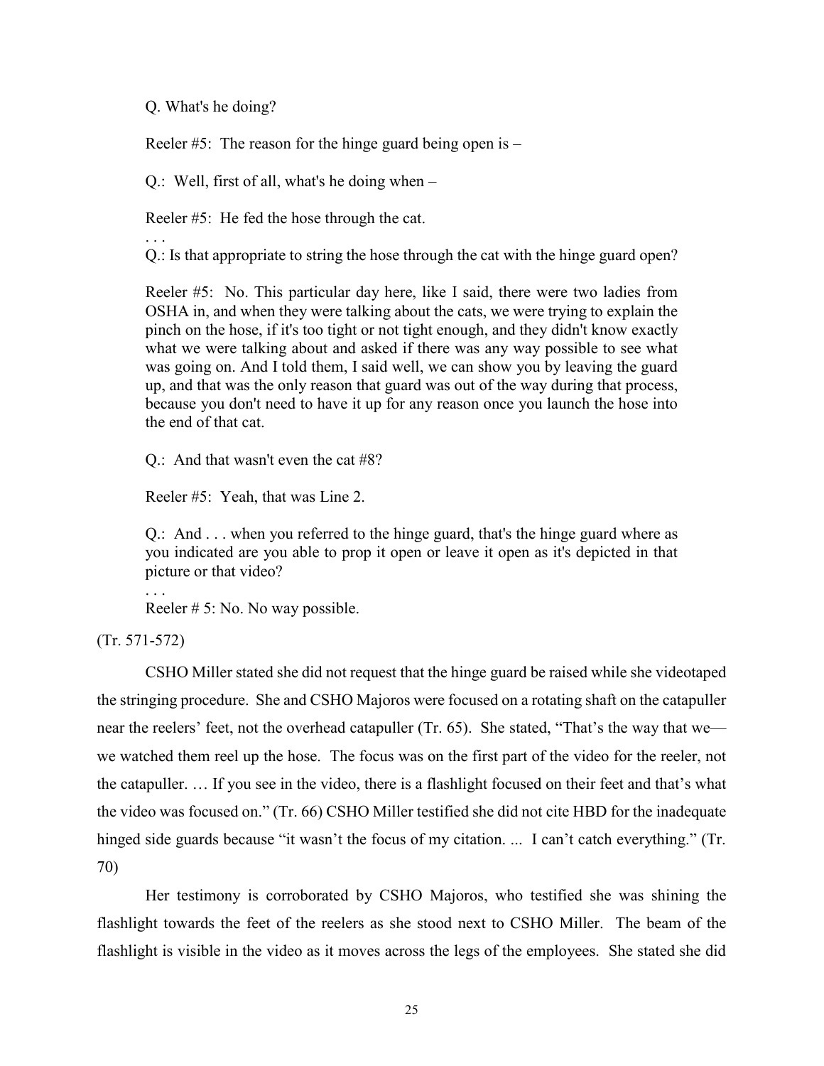> Q. What's he doing?
>
> Reeler #5: The reason for the hinge guard being open is –
>
> Q.: Well, first of all, what's he doing when –
>
> Reeler #5: He fed the hose through the cat.
>
> . . .
>
> Q.: Is that appropriate to string the hose through the cat with the hinge guard open?
>
> Reeler #5: No. This particular day here, like I said, there were two ladies from OSHA in, and when they were talking about the cats, we were trying to explain the pinch on the hose, if it's too tight or not tight enough, and they didn't know exactly what we were talking about and asked if there was any way possible to see what was going on. And I told them, I said well, we can show you by leaving the guard up, and that was the only reason that guard was out of the way during that process, because you don't need to have it up for any reason once you launch the hose into the end of that cat.
>
> Q.: And that wasn't even the cat #8?
>
> Reeler #5: Yeah, that was Line 2.
>
> Q.: And . . . when you referred to the hinge guard, that's the hinge guard where as you indicated are you able to prop it open or leave it open as it's depicted in that picture or that video?
>
> . . .
>
> Reeler # 5: No. No way possible.

(Tr. 571-572)

CSHO Miller stated she did not request that the hinge guard be raised while she videotaped the stringing procedure. She and CSHO Majoros were focused on a rotating shaft on the catapuller near the reelers' feet, not the overhead catapuller (Tr. 65). She stated, "That's the way that we—we watched them reel up the hose. The focus was on the first part of the video for the reeler, not the catapuller. … If you see in the video, there is a flashlight focused on their feet and that's what the video was focused on." (Tr. 66) CSHO Miller testified she did not cite HBD for the inadequate hinged side guards because "it wasn't the focus of my citation. ... I can't catch everything." (Tr. 70)

Her testimony is corroborated by CSHO Majoros, who testified she was shining the flashlight towards the feet of the reelers as she stood next to CSHO Miller. The beam of the flashlight is visible in the video as it moves across the legs of the employees. She stated she did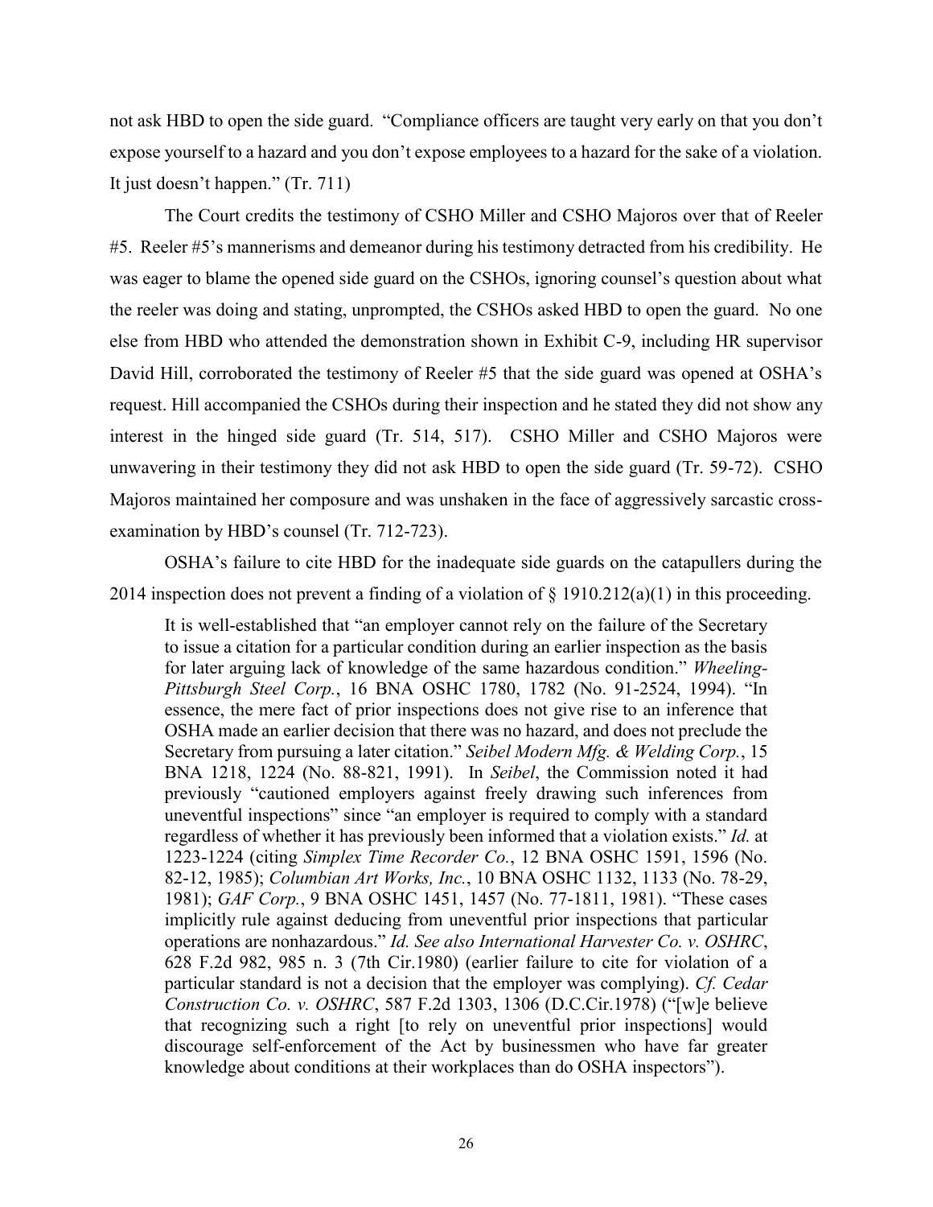not ask HBD to open the side guard. "Compliance officers are taught very early on that you don't expose yourself to a hazard and you don't expose employees to a hazard for the sake of a violation. It just doesn't happen." (Tr. 711)

The Court credits the testimony of CSHO Miller and CSHO Majoros over that of Reeler #5. Reeler #5's mannerisms and demeanor during his testimony detracted from his credibility. He was eager to blame the opened side guard on the CSHOs, ignoring counsel's question about what the reeler was doing and stating, unprompted, the CSHOs asked HBD to open the guard. No one else from HBD who attended the demonstration shown in Exhibit C-9, including HR supervisor David Hill, corroborated the testimony of Reeler #5 that the side guard was opened at OSHA's request. Hill accompanied the CSHOs during their inspection and he stated they did not show any interest in the hinged side guard (Tr. 514, 517). CSHO Miller and CSHO Majoros were unwavering in their testimony they did not ask HBD to open the side guard (Tr. 59-72). CSHO Majoros maintained her composure and was unshaken in the face of aggressively sarcastic cross-examination by HBD's counsel (Tr. 712-723).

OSHA's failure to cite HBD for the inadequate side guards on the catapullers during the 2014 inspection does not prevent a finding of a violation of § 1910.212(a)(1) in this proceeding.

> It is well-established that "an employer cannot rely on the failure of the Secretary to issue a citation for a particular condition during an earlier inspection as the basis for later arguing lack of knowledge of the same hazardous condition." *Wheeling-Pittsburgh Steel Corp.*, 16 BNA OSHC 1780, 1782 (No. 91-2524, 1994). "In essence, the mere fact of prior inspections does not give rise to an inference that OSHA made an earlier decision that there was no hazard, and does not preclude the Secretary from pursuing a later citation." *Seibel Modern Mfg. & Welding Corp.*, 15 BNA 1218, 1224 (No. 88-821, 1991). In *Seibel*, the Commission noted it had previously "cautioned employers against freely drawing such inferences from uneventful inspections" since "an employer is required to comply with a standard regardless of whether it has previously been informed that a violation exists." *Id.* at 1223-1224 (citing *Simplex Time Recorder Co.*, 12 BNA OSHC 1591, 1596 (No. 82-12, 1985); *Columbian Art Works, Inc.*, 10 BNA OSHC 1132, 1133 (No. 78-29, 1981); *GAF Corp.*, 9 BNA OSHC 1451, 1457 (No. 77-1811, 1981). "These cases implicitly rule against deducing from uneventful prior inspections that particular operations are nonhazardous." *Id. See also International Harvester Co. v. OSHRC*, 628 F.2d 982, 985 n. 3 (7th Cir.1980) (earlier failure to cite for violation of a particular standard is not a decision that the employer was complying). *Cf. Cedar Construction Co. v. OSHRC*, 587 F.2d 1303, 1306 (D.C.Cir.1978) ("[w]e believe that recognizing such a right [to rely on uneventful prior inspections] would discourage self-enforcement of the Act by businessmen who have far greater knowledge about conditions at their workplaces than do OSHA inspectors").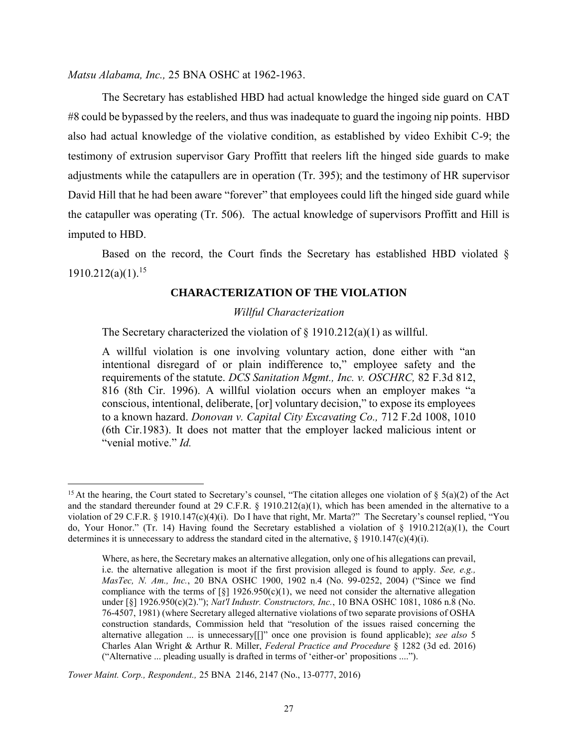*Matsu Alabama, Inc.,* 25 BNA OSHC at 1962-1963.

The Secretary has established HBD had actual knowledge the hinged side guard on CAT #8 could be bypassed by the reelers, and thus was inadequate to guard the ingoing nip points. HBD also had actual knowledge of the violative condition, as established by video Exhibit C-9; the testimony of extrusion supervisor Gary Proffitt that reelers lift the hinged side guards to make adjustments while the catapullers are in operation (Tr. 395); and the testimony of HR supervisor David Hill that he had been aware "forever" that employees could lift the hinged side guard while the catapuller was operating (Tr. 506). The actual knowledge of supervisors Proffitt and Hill is imputed to HBD.

Based on the record, the Court finds the Secretary has established HBD violated § 1910.212(a)(1).[15]

## CHARACTERIZATION OF THE VIOLATION

### *Willful Characterization*

The Secretary characterized the violation of § 1910.212(a)(1) as willful.

> A willful violation is one involving voluntary action, done either with "an intentional disregard of or plain indifference to," employee safety and the requirements of the statute. *DCS Sanitation Mgmt., Inc. v. OSCHRC,* 82 F.3d 812, 816 (8th Cir. 1996). A willful violation occurs when an employer makes "a conscious, intentional, deliberate, [or] voluntary decision," to expose its employees to a known hazard. *Donovan v. Capital City Excavating Co.,* 712 F.2d 1008, 1010 (6th Cir.1983). It does not matter that the employer lacked malicious intent or "venial motive." *Id.*

---

[15] At the hearing, the Court stated to Secretary's counsel, "The citation alleges one violation of § 5(a)(2) of the Act and the standard thereunder found at 29 C.F.R. § 1910.212(a)(1), which has been amended in the alternative to a violation of 29 C.F.R. § 1910.147(c)(4)(i). Do I have that right, Mr. Marta?" The Secretary's counsel replied, "You do, Your Honor." (Tr. 14) Having found the Secretary established a violation of § 1910.212(a)(1), the Court determines it is unnecessary to address the standard cited in the alternative, § 1910.147(c)(4)(i).

> Where, as here, the Secretary makes an alternative allegation, only one of his allegations can prevail, i.e. the alternative allegation is moot if the first provision alleged is found to apply. *See, e.g., MasTec, N. Am., Inc.*, 20 BNA OSHC 1900, 1902 n.4 (No. 99-0252, 2004) ("Since we find compliance with the terms of [§] 1926.950(c)(1), we need not consider the alternative allegation under [§] 1926.950(c)(2)."); *Nat'l Industr. Constructors, Inc.*, 10 BNA OSHC 1081, 1086 n.8 (No. 76-4507, 1981) (where Secretary alleged alternative violations of two separate provisions of OSHA construction standards, Commission held that "resolution of the issues raised concerning the alternative allegation ... is unnecessary[[]" once one provision is found applicable); *see also* 5 Charles Alan Wright & Arthur R. Miller, *Federal Practice and Procedure* § 1282 (3d ed. 2016) ("Alternative ... pleading usually is drafted in terms of 'either-or' propositions ....").

*Tower Maint. Corp., Respondent.,* 25 BNA 2146, 2147 (No., 13-0777, 2016)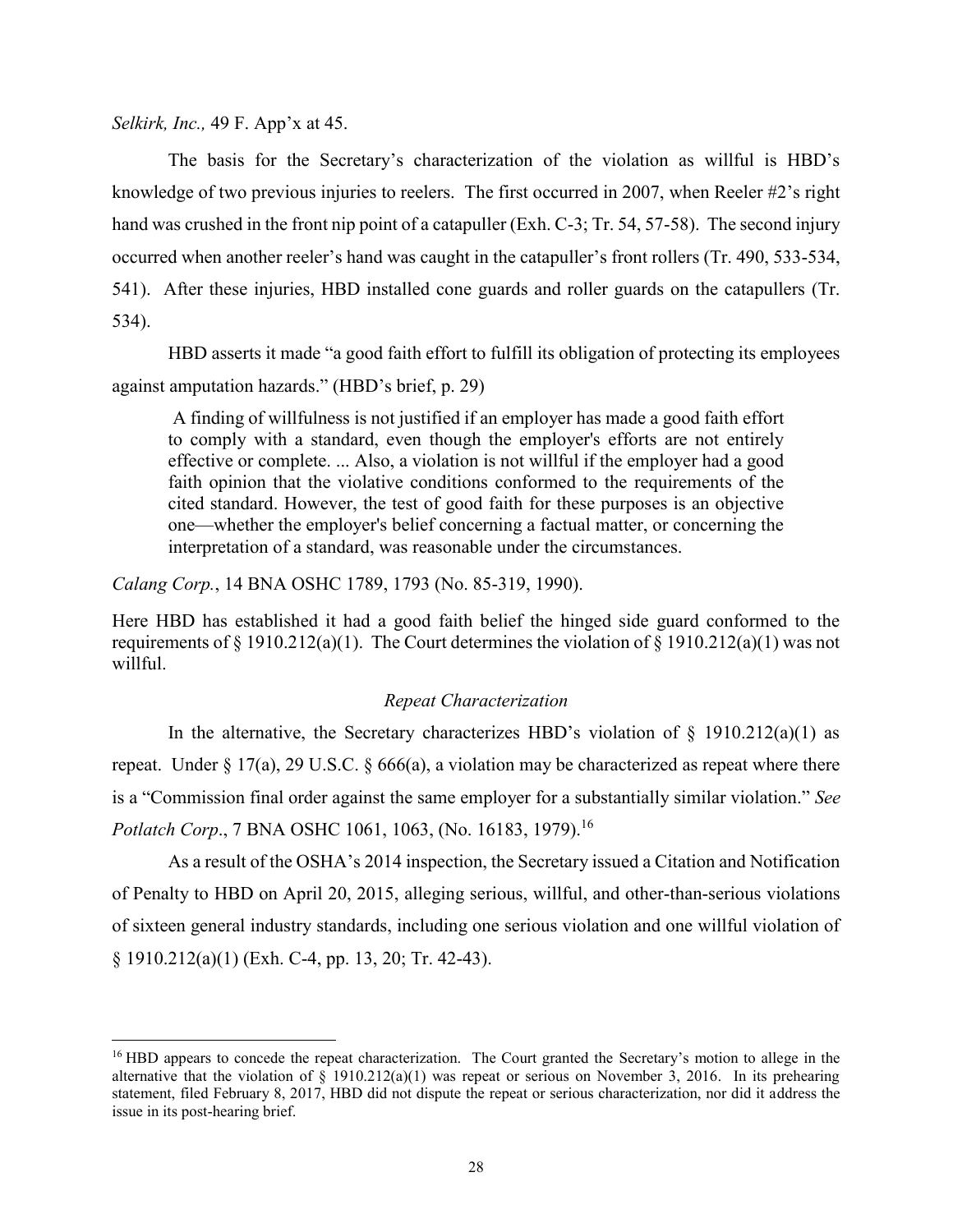*Selkirk, Inc.,* 49 F. App'x at 45.

The basis for the Secretary's characterization of the violation as willful is HBD's knowledge of two previous injuries to reelers. The first occurred in 2007, when Reeler #2's right hand was crushed in the front nip point of a catapuller (Exh. C-3; Tr. 54, 57-58). The second injury occurred when another reeler's hand was caught in the catapuller's front rollers (Tr. 490, 533-534, 541). After these injuries, HBD installed cone guards and roller guards on the catapullers (Tr. 534).

HBD asserts it made "a good faith effort to fulfill its obligation of protecting its employees against amputation hazards." (HBD's brief, p. 29)

> A finding of willfulness is not justified if an employer has made a good faith effort to comply with a standard, even though the employer's efforts are not entirely effective or complete. ... Also, a violation is not willful if the employer had a good faith opinion that the violative conditions conformed to the requirements of the cited standard. However, the test of good faith for these purposes is an objective one—whether the employer's belief concerning a factual matter, or concerning the interpretation of a standard, was reasonable under the circumstances.

*Calang Corp.*, 14 BNA OSHC 1789, 1793 (No. 85-319, 1990).

Here HBD has established it had a good faith belief the hinged side guard conformed to the requirements of § 1910.212(a)(1). The Court determines the violation of § 1910.212(a)(1) was not willful.

*Repeat Characterization*

In the alternative, the Secretary characterizes HBD's violation of § 1910.212(a)(1) as repeat. Under § 17(a), 29 U.S.C. § 666(a), a violation may be characterized as repeat where there is a "Commission final order against the same employer for a substantially similar violation." *See Potlatch Corp*., 7 BNA OSHC 1061, 1063, (No. 16183, 1979).[16]

As a result of the OSHA's 2014 inspection, the Secretary issued a Citation and Notification of Penalty to HBD on April 20, 2015, alleging serious, willful, and other-than-serious violations of sixteen general industry standards, including one serious violation and one willful violation of § 1910.212(a)(1) (Exh. C-4, pp. 13, 20; Tr. 42-43).

---

[16] HBD appears to concede the repeat characterization. The Court granted the Secretary's motion to allege in the alternative that the violation of § 1910.212(a)(1) was repeat or serious on November 3, 2016. In its prehearing statement, filed February 8, 2017, HBD did not dispute the repeat or serious characterization, nor did it address the issue in its post-hearing brief.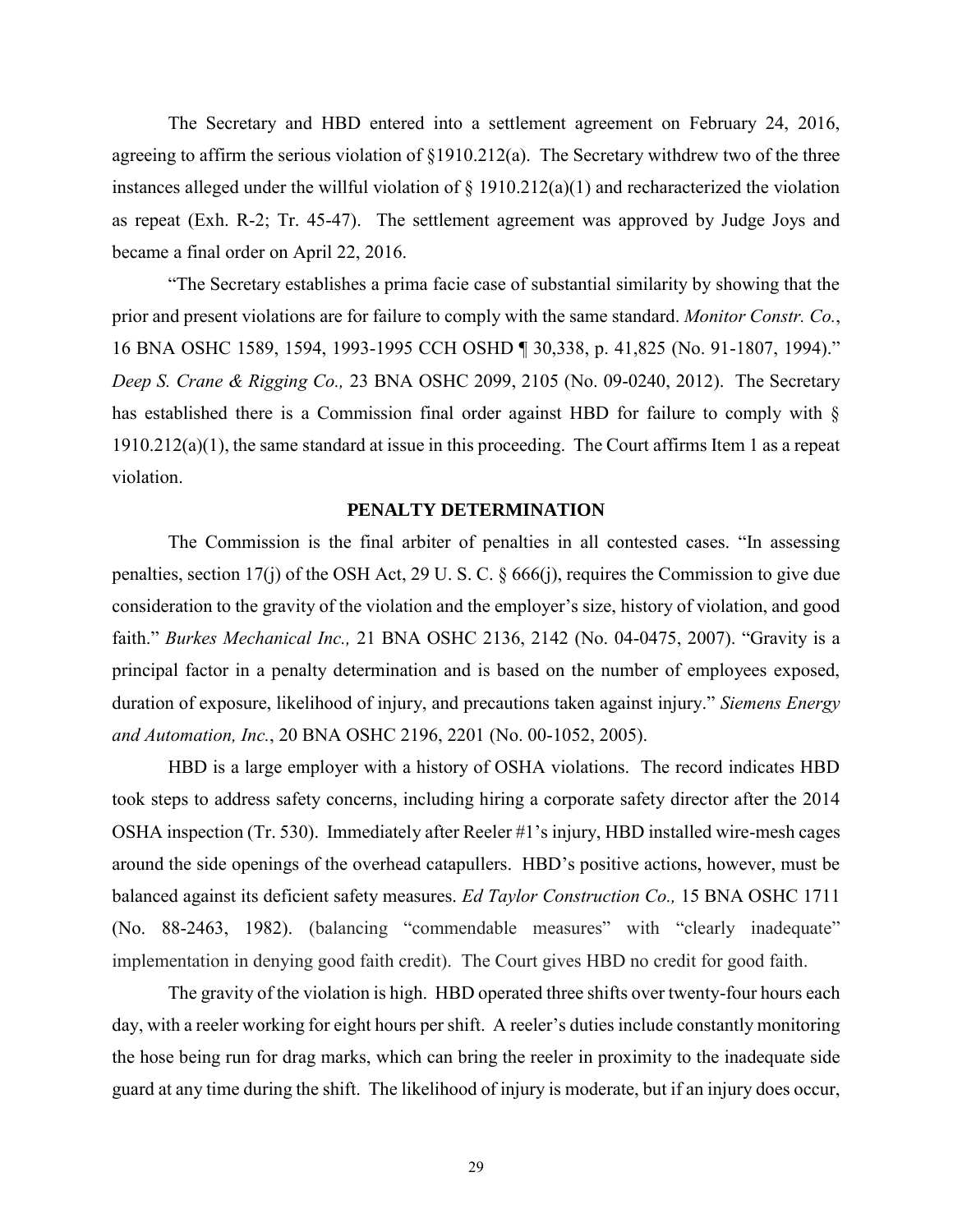The Secretary and HBD entered into a settlement agreement on February 24, 2016, agreeing to affirm the serious violation of §1910.212(a). The Secretary withdrew two of the three instances alleged under the willful violation of § 1910.212(a)(1) and recharacterized the violation as repeat (Exh. R-2; Tr. 45-47). The settlement agreement was approved by Judge Joys and became a final order on April 22, 2016.

"The Secretary establishes a prima facie case of substantial similarity by showing that the prior and present violations are for failure to comply with the same standard. *Monitor Constr. Co.*, 16 BNA OSHC 1589, 1594, 1993-1995 CCH OSHD ¶ 30,338, p. 41,825 (No. 91-1807, 1994)." *Deep S. Crane & Rigging Co.,* 23 BNA OSHC 2099, 2105 (No. 09-0240, 2012). The Secretary has established there is a Commission final order against HBD for failure to comply with § 1910.212(a)(1), the same standard at issue in this proceeding. The Court affirms Item 1 as a repeat violation.

## PENALTY DETERMINATION

The Commission is the final arbiter of penalties in all contested cases. "In assessing penalties, section 17(j) of the OSH Act, 29 U. S. C. § 666(j), requires the Commission to give due consideration to the gravity of the violation and the employer's size, history of violation, and good faith." *Burkes Mechanical Inc.,* 21 BNA OSHC 2136, 2142 (No. 04-0475, 2007). "Gravity is a principal factor in a penalty determination and is based on the number of employees exposed, duration of exposure, likelihood of injury, and precautions taken against injury." *Siemens Energy and Automation, Inc.*, 20 BNA OSHC 2196, 2201 (No. 00-1052, 2005).

HBD is a large employer with a history of OSHA violations. The record indicates HBD took steps to address safety concerns, including hiring a corporate safety director after the 2014 OSHA inspection (Tr. 530). Immediately after Reeler #1's injury, HBD installed wire-mesh cages around the side openings of the overhead catapullers. HBD's positive actions, however, must be balanced against its deficient safety measures. *Ed Taylor Construction Co.,* 15 BNA OSHC 1711 (No. 88-2463, 1982). (balancing "commendable measures" with "clearly inadequate" implementation in denying good faith credit). The Court gives HBD no credit for good faith.

The gravity of the violation is high. HBD operated three shifts over twenty-four hours each day, with a reeler working for eight hours per shift. A reeler's duties include constantly monitoring the hose being run for drag marks, which can bring the reeler in proximity to the inadequate side guard at any time during the shift. The likelihood of injury is moderate, but if an injury does occur,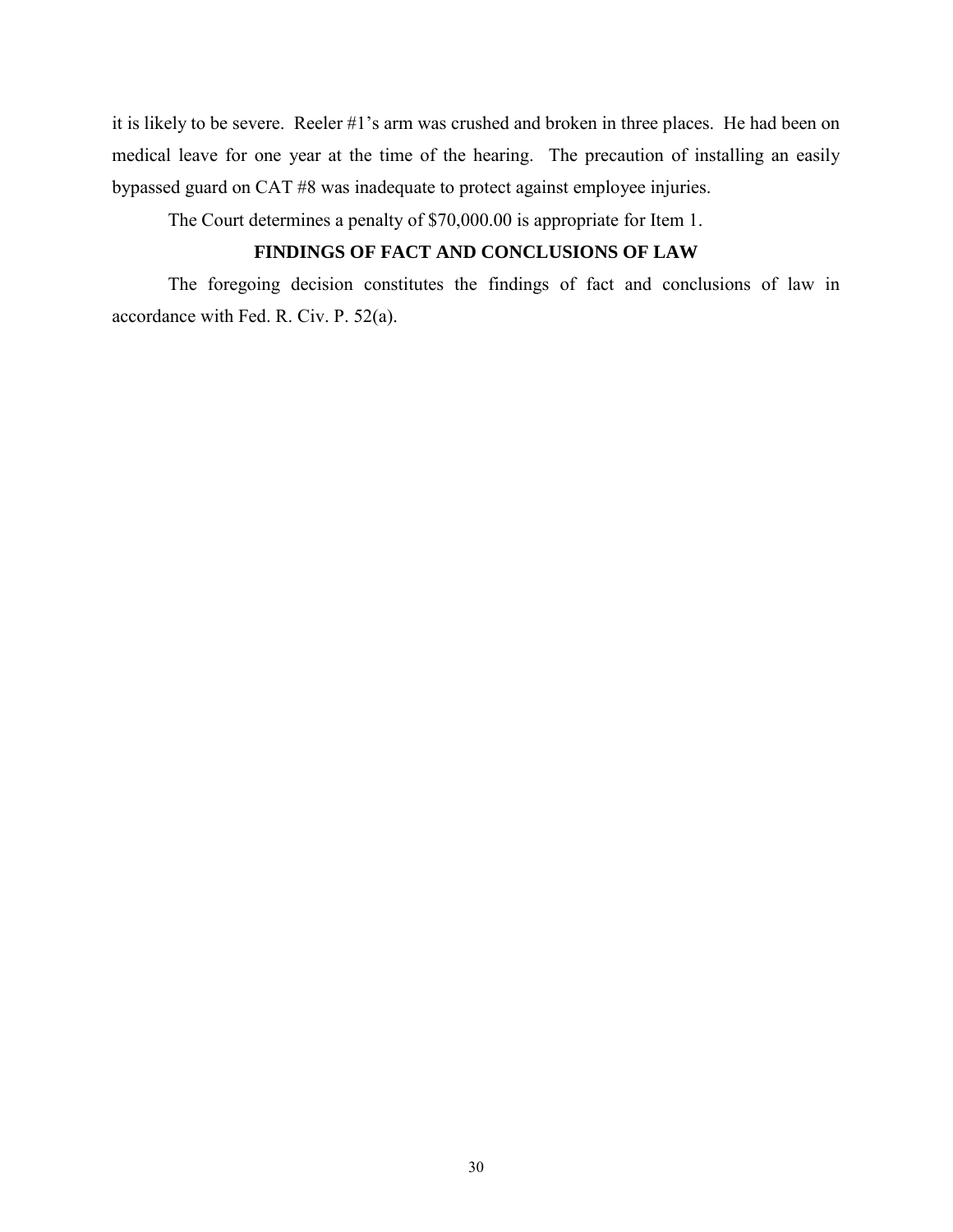it is likely to be severe. Reeler #1's arm was crushed and broken in three places. He had been on medical leave for one year at the time of the hearing. The precaution of installing an easily bypassed guard on CAT #8 was inadequate to protect against employee injuries.

The Court determines a penalty of $70,000.00 is appropriate for Item 1.

## FINDINGS OF FACT AND CONCLUSIONS OF LAW

The foregoing decision constitutes the findings of fact and conclusions of law in accordance with Fed. R. Civ. P. 52(a).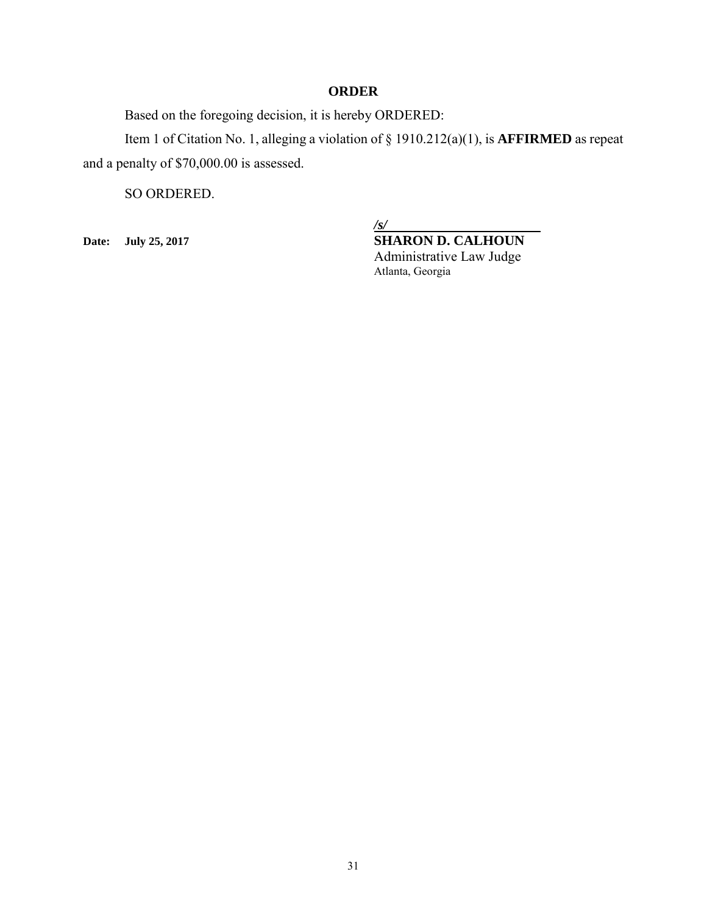## ORDER

Based on the foregoing decision, it is hereby ORDERED:

Item 1 of Citation No. 1, alleging a violation of § 1910.212(a)(1), is **AFFIRMED** as repeat and a penalty of $70,000.00 is assessed.

SO ORDERED.

***/s/***

**Date: July 25, 2017**

**SHARON D. CALHOUN**
Administrative Law Judge
Atlanta, Georgia